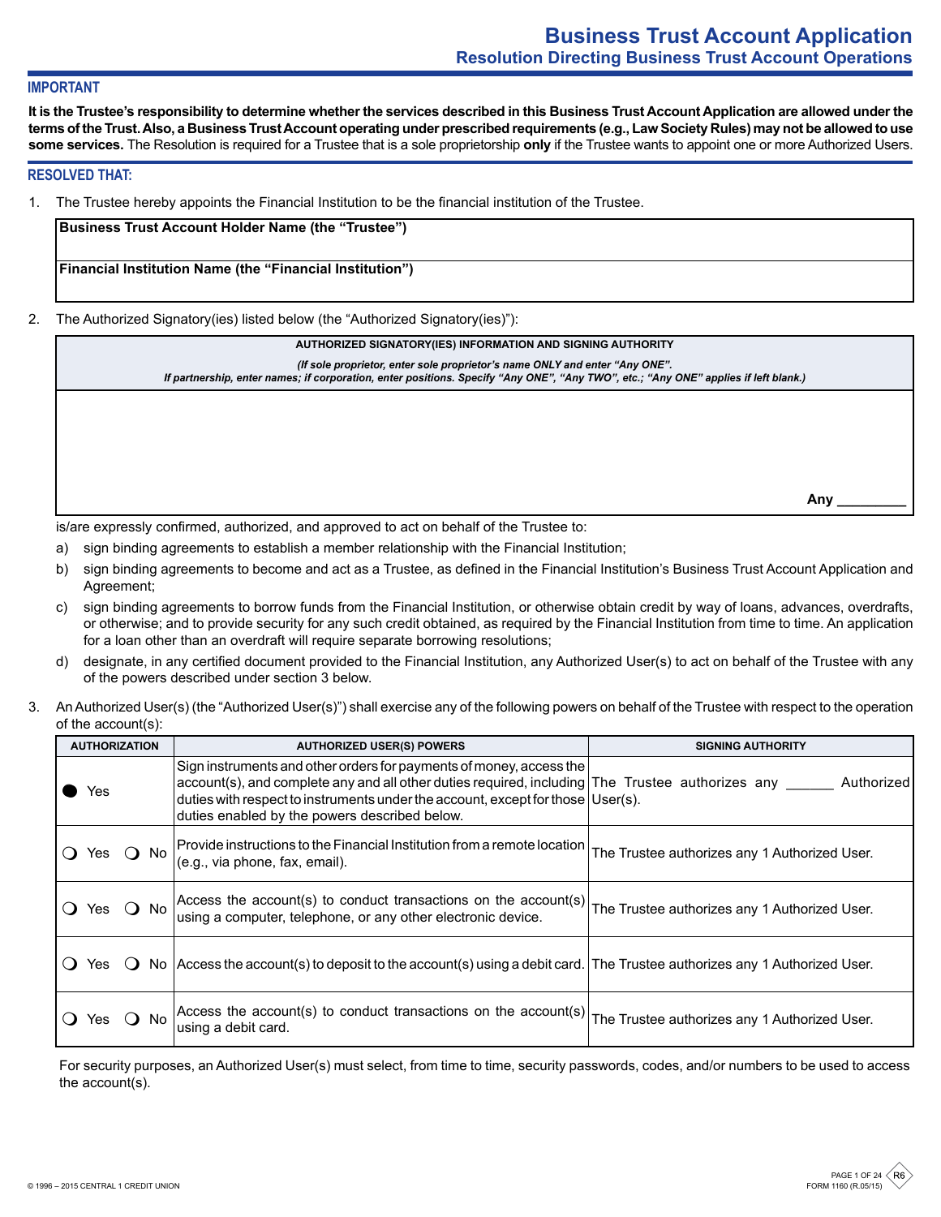# Business Trust Account Application

## Resolution Directing Business Trust Account Operations

### IMPORTANT

**It is the Trustee's responsibility to determine whether the services described in this Business Trust Account Application are allowed under the terms of the Trust. Also, a Business Trust Account operating under prescribed requirements (e.g., Law Society Rules) may not be allowed to use some services.** The Resolution is required for a Trustee that is a sole proprietorship **only** if the Trustee wants to appoint one or more Authorized Users.

### RESOLVED THAT:

1. The Trustee hereby appoints the Financial Institution to be the financial institution of the Trustee.

| **Business Trust Account Holder Name (the "Trustee")** |
|---|
| **Financial Institution Name (the "Financial Institution")** |

2. The Authorized Signatory(ies) listed below (the "Authorized Signatory(ies)"):

| AUTHORIZED SIGNATORY(IES) INFORMATION AND SIGNING AUTHORITY |
|---|
| *(If sole proprietor, enter sole proprietor's name ONLY and enter "Any ONE". If partnership, enter names; if corporation, enter positions. Specify "Any ONE", "Any TWO", etc.; "Any ONE" applies if left blank.)* |
| **Any ________** |

is/are expressly confirmed, authorized, and approved to act on behalf of the Trustee to:

a) sign binding agreements to establish a member relationship with the Financial Institution;

b) sign binding agreements to become and act as a Trustee, as defined in the Financial Institution's Business Trust Account Application and Agreement;

c) sign binding agreements to borrow funds from the Financial Institution, or otherwise obtain credit by way of loans, advances, overdrafts, or otherwise; and to provide security for any such credit obtained, as required by the Financial Institution from time to time. An application for a loan other than an overdraft will require separate borrowing resolutions;

d) designate, in any certified document provided to the Financial Institution, any Authorized User(s) to act on behalf of the Trustee with any of the powers described under section 3 below.

3. An Authorized User(s) (the "Authorized User(s)") shall exercise any of the following powers on behalf of the Trustee with respect to the operation of the account(s):

| AUTHORIZATION | AUTHORIZED USER(S) POWERS | SIGNING AUTHORITY |
|---|---|---|
| ● Yes | Sign instruments and other orders for payments of money, access the account(s), and complete any and all other duties required, including duties with respect to instruments under the account, except for those duties enabled by the powers described below. | The Trustee authorizes any ______ Authorized User(s). |
| ❍ Yes ❍ No | Provide instructions to the Financial Institution from a remote location (e.g., via phone, fax, email). | The Trustee authorizes any 1 Authorized User. |
| ❍ Yes ❍ No | Access the account(s) to conduct transactions on the account(s) using a computer, telephone, or any other electronic device. | The Trustee authorizes any 1 Authorized User. |
| ❍ Yes ❍ No | Access the account(s) to deposit to the account(s) using a debit card. | The Trustee authorizes any 1 Authorized User. |
| ❍ Yes ❍ No | Access the account(s) to conduct transactions on the account(s) using a debit card. | The Trustee authorizes any 1 Authorized User. |

For security purposes, an Authorized User(s) must select, from time to time, security passwords, codes, and/or numbers to be used to access the account(s).

© 1996 – 2015 CENTRAL 1 CREDIT UNION

FORM 1160 (R.05/15) R6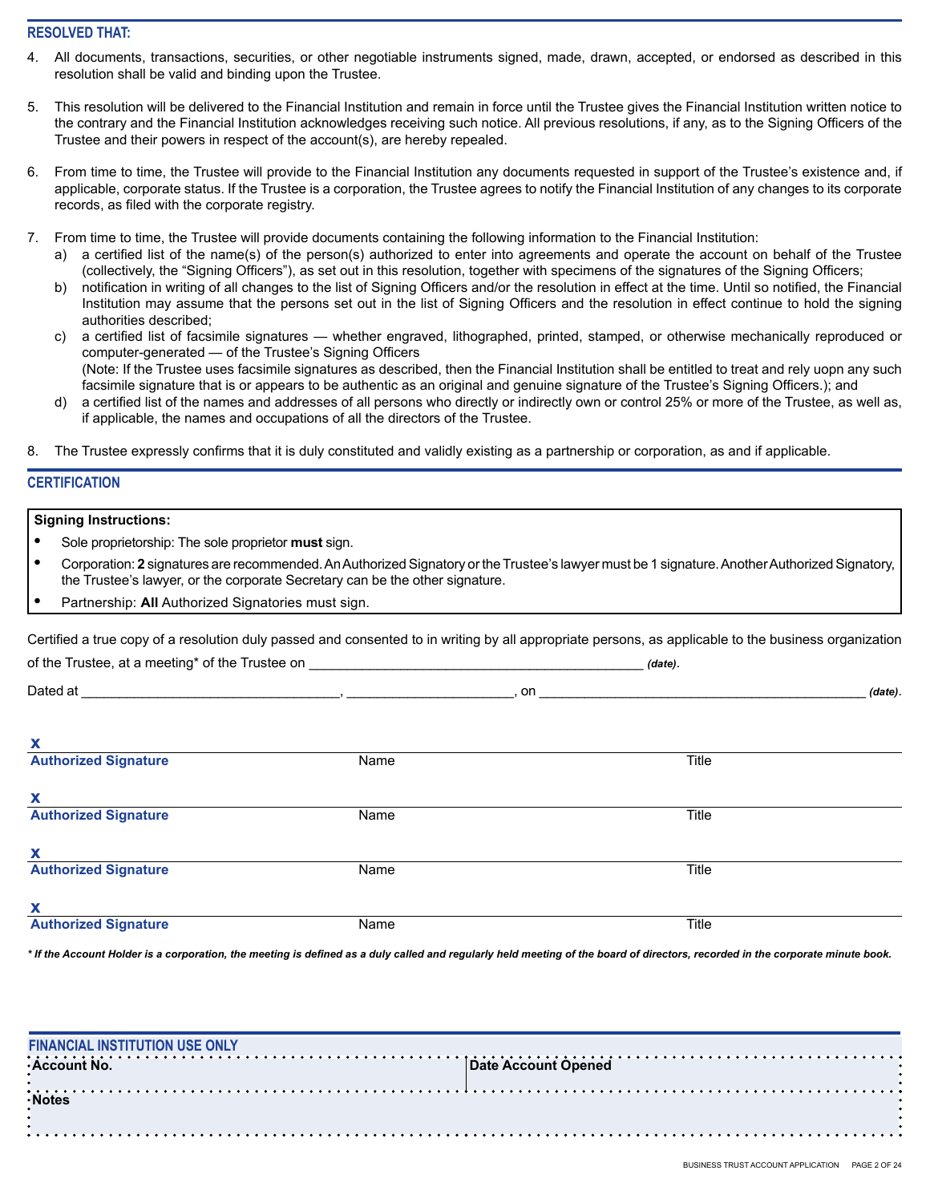## RESOLVED THAT:

4. All documents, transactions, securities, or other negotiable instruments signed, made, drawn, accepted, or endorsed as described in this resolution shall be valid and binding upon the Trustee.

5. This resolution will be delivered to the Financial Institution and remain in force until the Trustee gives the Financial Institution written notice to the contrary and the Financial Institution acknowledges receiving such notice. All previous resolutions, if any, as to the Signing Officers of the Trustee and their powers in respect of the account(s), are hereby repealed.

6. From time to time, the Trustee will provide to the Financial Institution any documents requested in support of the Trustee's existence and, if applicable, corporate status. If the Trustee is a corporation, the Trustee agrees to notify the Financial Institution of any changes to its corporate records, as filed with the corporate registry.

7. From time to time, the Trustee will provide documents containing the following information to the Financial Institution:
   a) a certified list of the name(s) of the person(s) authorized to enter into agreements and operate the account on behalf of the Trustee (collectively, the "Signing Officers"), as set out in this resolution, together with specimens of the signatures of the Signing Officers;
   b) notification in writing of all changes to the list of Signing Officers and/or the resolution in effect at the time. Until so notified, the Financial Institution may assume that the persons set out in the list of Signing Officers and the resolution in effect continue to hold the signing authorities described;
   c) a certified list of facsimile signatures — whether engraved, lithographed, printed, stamped, or otherwise mechanically reproduced or computer-generated — of the Trustee's Signing Officers
   (Note: If the Trustee uses facsimile signatures as described, then the Financial Institution shall be entitled to treat and rely uopn any such facsimile signature that is or appears to be authentic as an original and genuine signature of the Trustee's Signing Officers.); and
   d) a certified list of the names and addresses of all persons who directly or indirectly own or control 25% or more of the Trustee, as well as, if applicable, the names and occupations of all the directors of the Trustee.

8. The Trustee expressly confirms that it is duly constituted and validly existing as a partnership or corporation, as and if applicable.

## CERTIFICATION

**Signing Instructions:**

- Sole proprietorship: The sole proprietor **must** sign.
- Corporation: **2** signatures are recommended. An Authorized Signatory or the Trustee's lawyer must be 1 signature. Another Authorized Signatory, the Trustee's lawyer, or the corporate Secretary can be the other signature.
- Partnership: **All** Authorized Signatories must sign.

Certified a true copy of a resolution duly passed and consented to in writing by all appropriate persons, as applicable to the business organization of the Trustee, at a meeting* of the Trustee on ____________________________________________ *(date)*.

Dated at __________________________________, ______________________, on ____________________________________________ *(date)*.

**x**
**Authorized Signature** | Name | Title

**x**
**Authorized Signature** | Name | Title

**x**
**Authorized Signature** | Name | Title

**x**
**Authorized Signature** | Name | Title

***** *If the Account Holder is a corporation, the meeting is defined as a duly called and regularly held meeting of the board of directors, recorded in the corporate minute book.*

## FINANCIAL INSTITUTION USE ONLY

| Account No. | Date Account Opened |
| --- | --- |
| Notes | |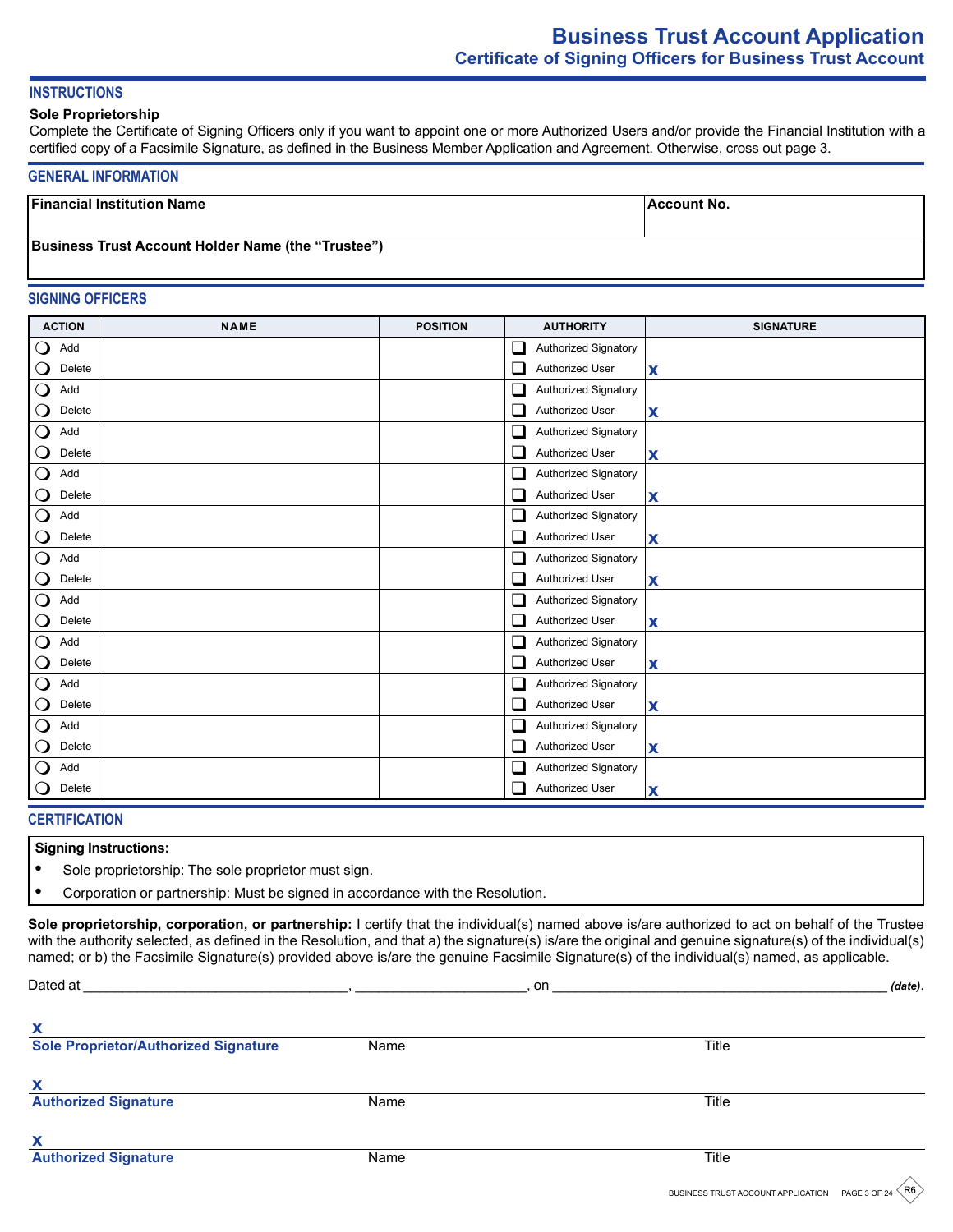# Business Trust Account Application

## Certificate of Signing Officers for Business Trust Account

### INSTRUCTIONS

**Sole Proprietorship**

Complete the Certificate of Signing Officers only if you want to appoint one or more Authorized Users and/or provide the Financial Institution with a certified copy of a Facsimile Signature, as defined in the Business Member Application and Agreement. Otherwise, cross out page 3.

### GENERAL INFORMATION

| **Financial Institution Name** | **Account No.** |
|---|---|
| **Business Trust Account Holder Name (the "Trustee")** | |

### SIGNING OFFICERS

| ACTION | NAME | POSITION | AUTHORITY | SIGNATURE |
|---|---|---|---|---|
| ○ Add ○ Delete | | | ☐ Authorized Signatory ☐ Authorized User | X |
| ○ Add ○ Delete | | | ☐ Authorized Signatory ☐ Authorized User | X |
| ○ Add ○ Delete | | | ☐ Authorized Signatory ☐ Authorized User | X |
| ○ Add ○ Delete | | | ☐ Authorized Signatory ☐ Authorized User | X |
| ○ Add ○ Delete | | | ☐ Authorized Signatory ☐ Authorized User | X |
| ○ Add ○ Delete | | | ☐ Authorized Signatory ☐ Authorized User | X |
| ○ Add ○ Delete | | | ☐ Authorized Signatory ☐ Authorized User | X |
| ○ Add ○ Delete | | | ☐ Authorized Signatory ☐ Authorized User | X |
| ○ Add ○ Delete | | | ☐ Authorized Signatory ☐ Authorized User | X |
| ○ Add ○ Delete | | | ☐ Authorized Signatory ☐ Authorized User | X |
| ○ Add ○ Delete | | | ☐ Authorized Signatory ☐ Authorized User | X |

### CERTIFICATION

**Signing Instructions:**

- Sole proprietorship: The sole proprietor must sign.
- Corporation or partnership: Must be signed in accordance with the Resolution.

**Sole proprietorship, corporation, or partnership:** I certify that the individual(s) named above is/are authorized to act on behalf of the Trustee with the authority selected, as defined in the Resolution, and that a) the signature(s) is/are the original and genuine signature(s) of the individual(s) named; or b) the Facsimile Signature(s) provided above is/are the genuine Facsimile Signature(s) of the individual(s) named, as applicable.

Dated at ___________________________________, _______________________, on ____________________________________________ ***(date)***.

X
**Sole Proprietor/Authorized Signature** Name Title

X
**Authorized Signature** Name Title

X
**Authorized Signature** Name Title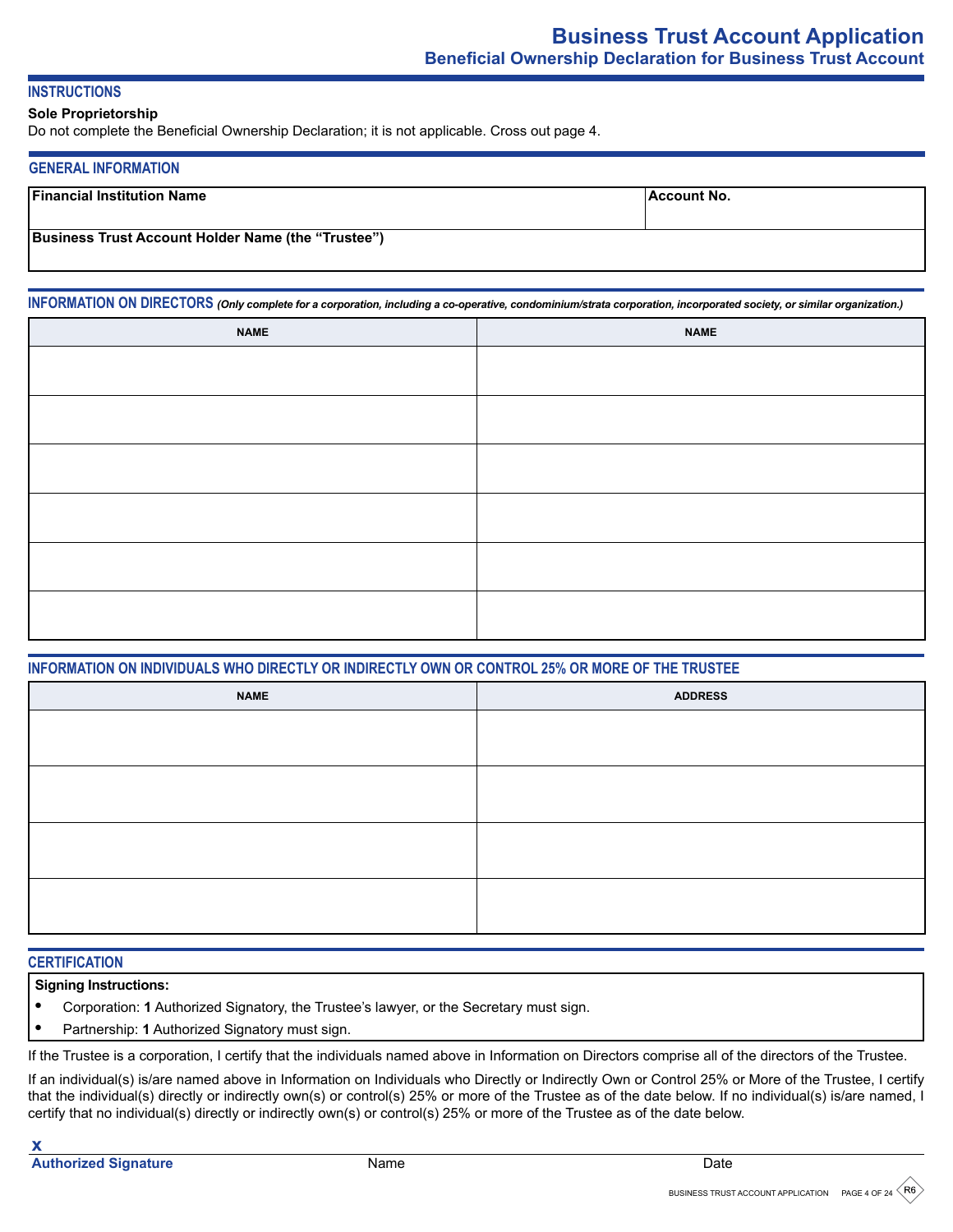# Business Trust Account Application

## Beneficial Ownership Declaration for Business Trust Account

### INSTRUCTIONS

**Sole Proprietorship**

Do not complete the Beneficial Ownership Declaration; it is not applicable. Cross out page 4.

### GENERAL INFORMATION

| Financial Institution Name | Account No. |
|---|---|
| | |
| **Business Trust Account Holder Name (the "Trustee")** | |
| | |

### INFORMATION ON DIRECTORS *(Only complete for a corporation, including a co-operative, condominium/strata corporation, incorporated society, or similar organization.)*

| NAME | NAME |
|---|---|
| | |
| | |
| | |
| | |
| | |
| | |

### INFORMATION ON INDIVIDUALS WHO DIRECTLY OR INDIRECTLY OWN OR CONTROL 25% OR MORE OF THE TRUSTEE

| NAME | ADDRESS |
|---|---|
| | |
| | |
| | |
| | |

### CERTIFICATION

**Signing Instructions:**

- Corporation: **1** Authorized Signatory, the Trustee's lawyer, or the Secretary must sign.
- Partnership: **1** Authorized Signatory must sign.

If the Trustee is a corporation, I certify that the individuals named above in Information on Directors comprise all of the directors of the Trustee.

If an individual(s) is/are named above in Information on Individuals who Directly or Indirectly Own or Control 25% or More of the Trustee, I certify that the individual(s) directly or indirectly own(s) or control(s) 25% or more of the Trustee as of the date below. If no individual(s) is/are named, I certify that no individual(s) directly or indirectly own(s) or control(s) 25% or more of the Trustee as of the date below.

**x**

**Authorized Signature** Name Date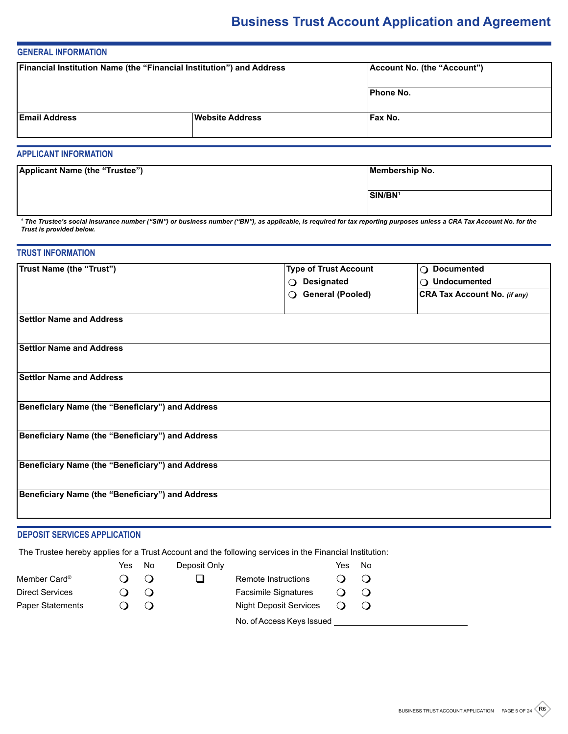# Business Trust Account Application and Agreement

## GENERAL INFORMATION

| Financial Institution Name (the "Financial Institution") and Address | | Account No. (the "Account") |
|---|---|---|
| | | Phone No. |
| Email Address | Website Address | Fax No. |

## APPLICANT INFORMATION

| Applicant Name (the "Trustee") | Membership No. |
|---|---|
| | SIN/BN[1] |

*[1] The Trustee's social insurance number ("SIN") or business number ("BN"), as applicable, is required for tax reporting purposes unless a CRA Tax Account No. for the Trust is provided below.*

## TRUST INFORMATION

| Trust Name (the "Trust") | Type of Trust Account<br>❍ Designated<br>❍ General (Pooled) | ❍ Documented<br>❍ Undocumented<br>CRA Tax Account No. *(if any)* |
|---|---|---|
| Settlor Name and Address | | |
| Settlor Name and Address | | |
| Settlor Name and Address | | |
| Beneficiary Name (the "Beneficiary") and Address | | |
| Beneficiary Name (the "Beneficiary") and Address | | |
| Beneficiary Name (the "Beneficiary") and Address | | |
| Beneficiary Name (the "Beneficiary") and Address | | |

## DEPOSIT SERVICES APPLICATION

The Trustee hereby applies for a Trust Account and the following services in the Financial Institution:

| | Yes | No | Deposit Only | | Yes | No |
|---|---|---|---|---|---|---|
| Member Card® | ❍ | ❍ | ☐ | Remote Instructions | ❍ | ❍ |
| Direct Services | ❍ | ❍ | | Facsimile Signatures | ❍ | ❍ |
| Paper Statements | ❍ | ❍ | | Night Deposit Services | ❍ | ❍ |

No. of Access Keys Issued ______________________________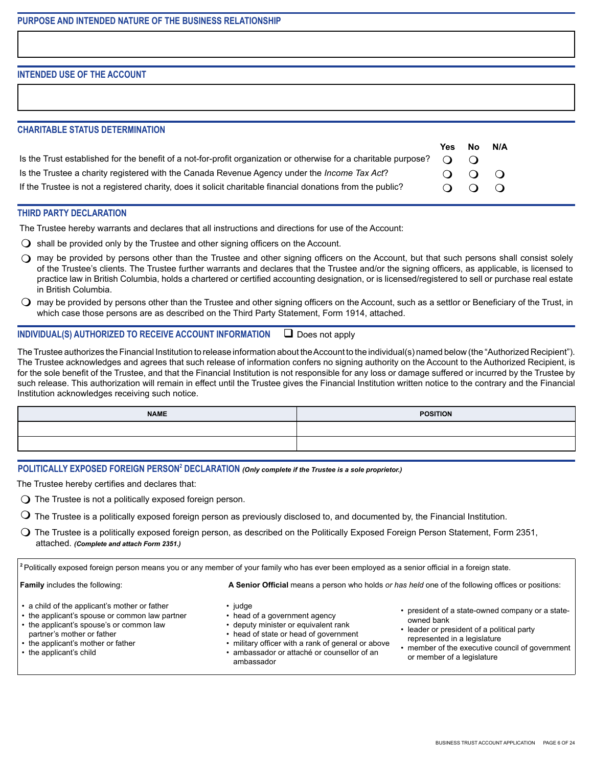## PURPOSE AND INTENDED NATURE OF THE BUSINESS RELATIONSHIP

## INTENDED USE OF THE ACCOUNT

## CHARITABLE STATUS DETERMINATION

| | Yes | No | N/A |
|---|---|---|---|
| Is the Trust established for the benefit of a not-for-profit organization or otherwise for a charitable purpose? | ❍ | ❍ | |
| Is the Trustee a charity registered with the Canada Revenue Agency under the *Income Tax Act*? | ❍ | ❍ | ❍ |
| If the Trustee is not a registered charity, does it solicit charitable financial donations from the public? | ❍ | ❍ | ❍ |

## THIRD PARTY DECLARATION

The Trustee hereby warrants and declares that all instructions and directions for use of the Account:

- ❍ shall be provided only by the Trustee and other signing officers on the Account.
- ❍ may be provided by persons other than the Trustee and other signing officers on the Account, but that such persons shall consist solely of the Trustee's clients. The Trustee further warrants and declares that the Trustee and/or the signing officers, as applicable, is licensed to practice law in British Columbia, holds a chartered or certified accounting designation, or is licensed/registered to sell or purchase real estate in British Columbia.
- ❍ may be provided by persons other than the Trustee and other signing officers on the Account, such as a settlor or Beneficiary of the Trust, in which case those persons are as described on the Third Party Statement, Form 1914, attached.

## INDIVIDUAL(S) AUTHORIZED TO RECEIVE ACCOUNT INFORMATION ☐ Does not apply

The Trustee authorizes the Financial Institution to release information about the Account to the individual(s) named below (the "Authorized Recipient"). The Trustee acknowledges and agrees that such release of information confers no signing authority on the Account to the Authorized Recipient, is for the sole benefit of the Trustee, and that the Financial Institution is not responsible for any loss or damage suffered or incurred by the Trustee by such release. This authorization will remain in effect until the Trustee gives the Financial Institution written notice to the contrary and the Financial Institution acknowledges receiving such notice.

| NAME | POSITION |
|---|---|
| | |
| | |

## POLITICALLY EXPOSED FOREIGN PERSON[2] DECLARATION *(Only complete if the Trustee is a sole proprietor.)*

The Trustee hereby certifies and declares that:

- ❍ The Trustee is not a politically exposed foreign person.
- ❍ The Trustee is a politically exposed foreign person as previously disclosed to, and documented by, the Financial Institution.
- ❍ The Trustee is a politically exposed foreign person, as described on the Politically Exposed Foreign Person Statement, Form 2351, attached. ***(Complete and attach Form 2351.)***

[2] Politically exposed foreign person means you or any member of your family who has ever been employed as a senior official in a foreign state.

**Family** includes the following:

- a child of the applicant's mother or father
- the applicant's spouse or common law partner
- the applicant's spouse's or common law partner's mother or father
- the applicant's mother or father
- the applicant's child

**A Senior Official** means a person who holds *or has held* one of the following offices or positions:

- judge
- head of a government agency
- deputy minister or equivalent rank
- head of state or head of government
- military officer with a rank of general or above
- ambassador or attaché or counsellor of an ambassador
- president of a state-owned company or a state-owned bank
- leader or president of a political party represented in a legislature
- member of the executive council of government or member of a legislature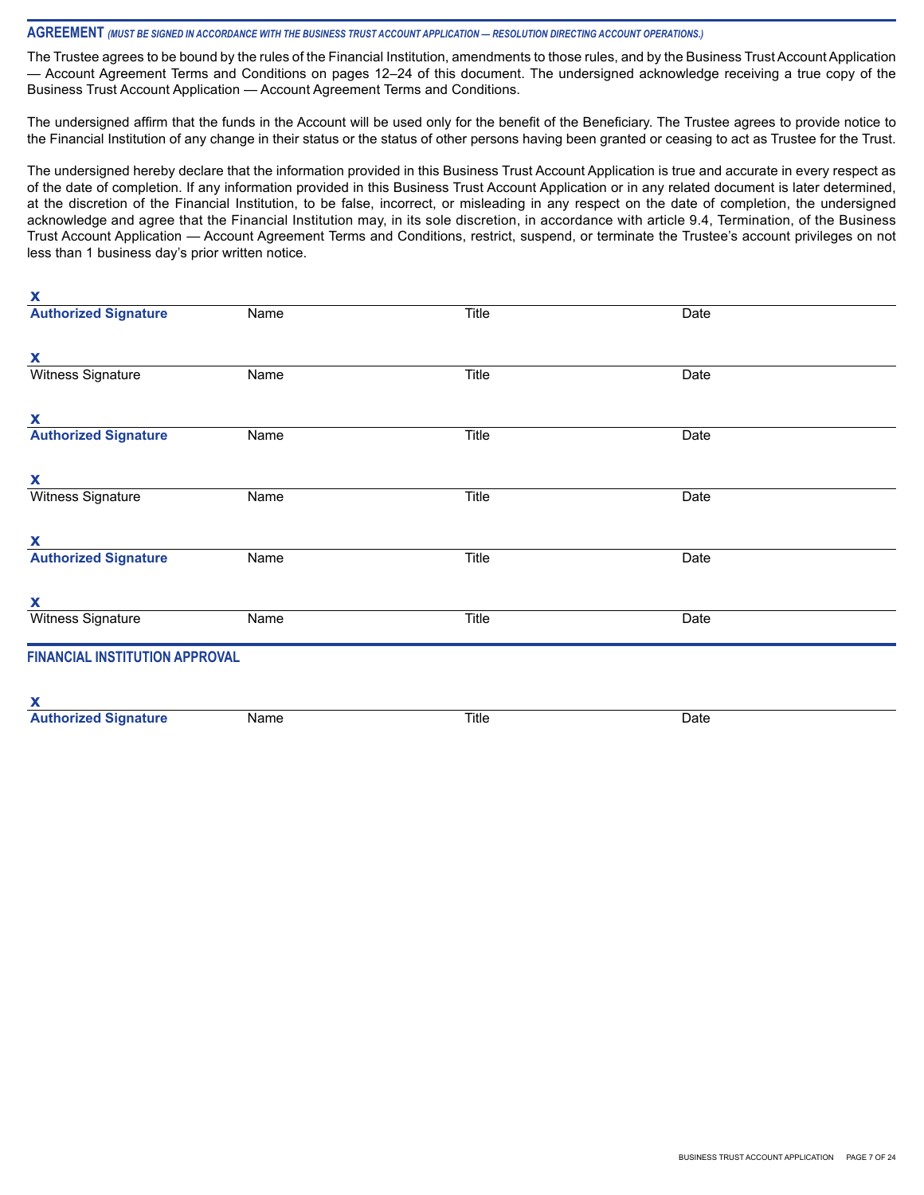## AGREEMENT *(MUST BE SIGNED IN ACCORDANCE WITH THE BUSINESS TRUST ACCOUNT APPLICATION — RESOLUTION DIRECTING ACCOUNT OPERATIONS.)*

The Trustee agrees to be bound by the rules of the Financial Institution, amendments to those rules, and by the Business Trust Account Application — Account Agreement Terms and Conditions on pages 12–24 of this document. The undersigned acknowledge receiving a true copy of the Business Trust Account Application — Account Agreement Terms and Conditions.

The undersigned affirm that the funds in the Account will be used only for the benefit of the Beneficiary. The Trustee agrees to provide notice to the Financial Institution of any change in their status or the status of other persons having been granted or ceasing to act as Trustee for the Trust.

The undersigned hereby declare that the information provided in this Business Trust Account Application is true and accurate in every respect as of the date of completion. If any information provided in this Business Trust Account Application or in any related document is later determined, at the discretion of the Financial Institution, to be false, incorrect, or misleading in any respect on the date of completion, the undersigned acknowledge and agree that the Financial Institution may, in its sole discretion, in accordance with article 9.4, Termination, of the Business Trust Account Application — Account Agreement Terms and Conditions, restrict, suspend, or terminate the Trustee's account privileges on not less than 1 business day's prior written notice.

| X | | | |
|---|---|---|---|
| **Authorized Signature** | Name | Title | Date |

| X | | | |
|---|---|---|---|
| Witness Signature | Name | Title | Date |

| X | | | |
|---|---|---|---|
| **Authorized Signature** | Name | Title | Date |

| X | | | |
|---|---|---|---|
| Witness Signature | Name | Title | Date |

| X | | | |
|---|---|---|---|
| **Authorized Signature** | Name | Title | Date |

| X | | | |
|---|---|---|---|
| Witness Signature | Name | Title | Date |

## FINANCIAL INSTITUTION APPROVAL

| X | | | |
|---|---|---|---|
| **Authorized Signature** | Name | Title | Date |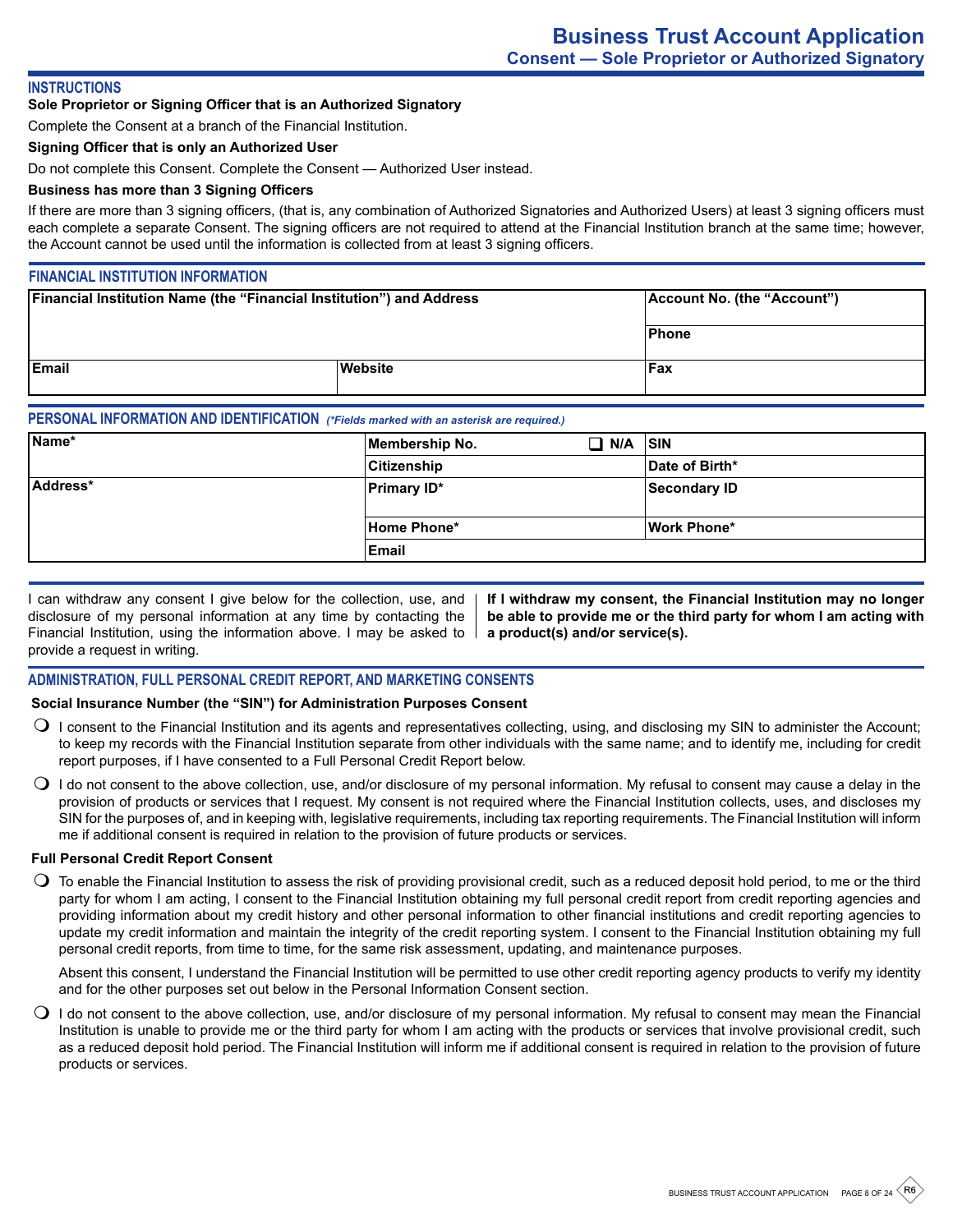# Business Trust Account Application

## Consent — Sole Proprietor or Authorized Signatory

## INSTRUCTIONS

**Sole Proprietor or Signing Officer that is an Authorized Signatory**

Complete the Consent at a branch of the Financial Institution.

**Signing Officer that is only an Authorized User**

Do not complete this Consent. Complete the Consent — Authorized User instead.

**Business has more than 3 Signing Officers**

If there are more than 3 signing officers, (that is, any combination of Authorized Signatories and Authorized Users) at least 3 signing officers must each complete a separate Consent. The signing officers are not required to attend at the Financial Institution branch at the same time; however, the Account cannot be used until the information is collected from at least 3 signing officers.

## FINANCIAL INSTITUTION INFORMATION

| Financial Institution Name (the "Financial Institution") and Address | | Account No. (the "Account") |
|---|---|---|
| | | Phone |
| Email | Website | Fax |

## PERSONAL INFORMATION AND IDENTIFICATION *(\*Fields marked with an asterisk are required.)*

| Name* | Membership No. ❑ N/A | SIN |
|---|---|---|
| | Citizenship | Date of Birth* |
| Address* | Primary ID* | Secondary ID |
| | Home Phone* | Work Phone* |
| | Email | |

I can withdraw any consent I give below for the collection, use, and disclosure of my personal information at any time by contacting the Financial Institution, using the information above. I may be asked to provide a request in writing.

**If I withdraw my consent, the Financial Institution may no longer be able to provide me or the third party for whom I am acting with a product(s) and/or service(s).**

## ADMINISTRATION, FULL PERSONAL CREDIT REPORT, AND MARKETING CONSENTS

**Social Insurance Number (the "SIN") for Administration Purposes Consent**

- ❍ I consent to the Financial Institution and its agents and representatives collecting, using, and disclosing my SIN to administer the Account; to keep my records with the Financial Institution separate from other individuals with the same name; and to identify me, including for credit report purposes, if I have consented to a Full Personal Credit Report below.
- ❍ I do not consent to the above collection, use, and/or disclosure of my personal information. My refusal to consent may cause a delay in the provision of products or services that I request. My consent is not required where the Financial Institution collects, uses, and discloses my SIN for the purposes of, and in keeping with, legislative requirements, including tax reporting requirements. The Financial Institution will inform me if additional consent is required in relation to the provision of future products or services.

**Full Personal Credit Report Consent**

- ❍ To enable the Financial Institution to assess the risk of providing provisional credit, such as a reduced deposit hold period, to me or the third party for whom I am acting, I consent to the Financial Institution obtaining my full personal credit report from credit reporting agencies and providing information about my credit history and other personal information to other financial institutions and credit reporting agencies to update my credit information and maintain the integrity of the credit reporting system. I consent to the Financial Institution obtaining my full personal credit reports, from time to time, for the same risk assessment, updating, and maintenance purposes.

  Absent this consent, I understand the Financial Institution will be permitted to use other credit reporting agency products to verify my identity and for the other purposes set out below in the Personal Information Consent section.

- ❍ I do not consent to the above collection, use, and/or disclosure of my personal information. My refusal to consent may mean the Financial Institution is unable to provide me or the third party for whom I am acting with the products or services that involve provisional credit, such as a reduced deposit hold period. The Financial Institution will inform me if additional consent is required in relation to the provision of future products or services.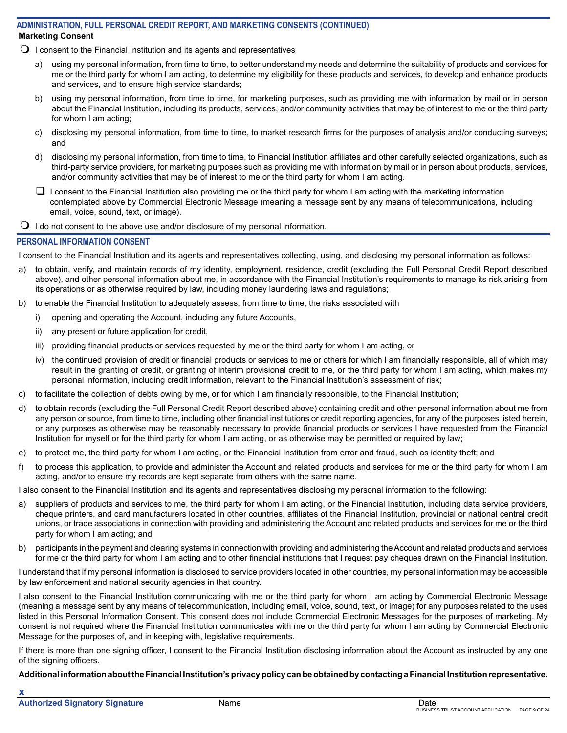## ADMINISTRATION, FULL PERSONAL CREDIT REPORT, AND MARKETING CONSENTS (CONTINUED)

**Marketing Consent**

○ I consent to the Financial Institution and its agents and representatives

a) using my personal information, from time to time, to better understand my needs and determine the suitability of products and services for me or the third party for whom I am acting, to determine my eligibility for these products and services, to develop and enhance products and services, and to ensure high service standards;

b) using my personal information, from time to time, for marketing purposes, such as providing me with information by mail or in person about the Financial Institution, including its products, services, and/or community activities that may be of interest to me or the third party for whom I am acting;

c) disclosing my personal information, from time to time, to market research firms for the purposes of analysis and/or conducting surveys; and

d) disclosing my personal information, from time to time, to Financial Institution affiliates and other carefully selected organizations, such as third-party service providers, for marketing purposes such as providing me with information by mail or in person about products, services, and/or community activities that may be of interest to me or the third party for whom I am acting.

☐ I consent to the Financial Institution also providing me or the third party for whom I am acting with the marketing information contemplated above by Commercial Electronic Message (meaning a message sent by any means of telecommunications, including email, voice, sound, text, or image).

○ I do not consent to the above use and/or disclosure of my personal information.

## PERSONAL INFORMATION CONSENT

I consent to the Financial Institution and its agents and representatives collecting, using, and disclosing my personal information as follows:

a) to obtain, verify, and maintain records of my identity, employment, residence, credit (excluding the Full Personal Credit Report described above), and other personal information about me, in accordance with the Financial Institution's requirements to manage its risk arising from its operations or as otherwise required by law, including money laundering laws and regulations;

b) to enable the Financial Institution to adequately assess, from time to time, the risks associated with

   i) opening and operating the Account, including any future Accounts,

   ii) any present or future application for credit,

   iii) providing financial products or services requested by me or the third party for whom I am acting, or

   iv) the continued provision of credit or financial products or services to me or others for which I am financially responsible, all of which may result in the granting of credit, or granting of interim provisional credit to me, or the third party for whom I am acting, which makes my personal information, including credit information, relevant to the Financial Institution's assessment of risk;

c) to facilitate the collection of debts owing by me, or for which I am financially responsible, to the Financial Institution;

d) to obtain records (excluding the Full Personal Credit Report described above) containing credit and other personal information about me from any person or source, from time to time, including other financial institutions or credit reporting agencies, for any of the purposes listed herein, or any purposes as otherwise may be reasonably necessary to provide financial products or services I have requested from the Financial Institution for myself or for the third party for whom I am acting, or as otherwise may be permitted or required by law;

e) to protect me, the third party for whom I am acting, or the Financial Institution from error and fraud, such as identity theft; and

f) to process this application, to provide and administer the Account and related products and services for me or the third party for whom I am acting, and/or to ensure my records are kept separate from others with the same name.

I also consent to the Financial Institution and its agents and representatives disclosing my personal information to the following:

a) suppliers of products and services to me, the third party for whom I am acting, or the Financial Institution, including data service providers, cheque printers, and card manufacturers located in other countries, affiliates of the Financial Institution, provincial or national central credit unions, or trade associations in connection with providing and administering the Account and related products and services for me or the third party for whom I am acting; and

b) participants in the payment and clearing systems in connection with providing and administering the Account and related products and services for me or the third party for whom I am acting and to other financial institutions that I request pay cheques drawn on the Financial Institution.

I understand that if my personal information is disclosed to service providers located in other countries, my personal information may be accessible by law enforcement and national security agencies in that country.

I also consent to the Financial Institution communicating with me or the third party for whom I am acting by Commercial Electronic Message (meaning a message sent by any means of telecommunication, including email, voice, sound, text, or image) for any purposes related to the uses listed in this Personal Information Consent. This consent does not include Commercial Electronic Messages for the purposes of marketing. My consent is not required where the Financial Institution communicates with me or the third party for whom I am acting by Commercial Electronic Message for the purposes of, and in keeping with, legislative requirements.

If there is more than one signing officer, I consent to the Financial Institution disclosing information about the Account as instructed by any one of the signing officers.

**Additional information about the Financial Institution's privacy policy can be obtained by contacting a Financial Institution representative.**

**X**

**Authorized Signatory Signature** | Name | Date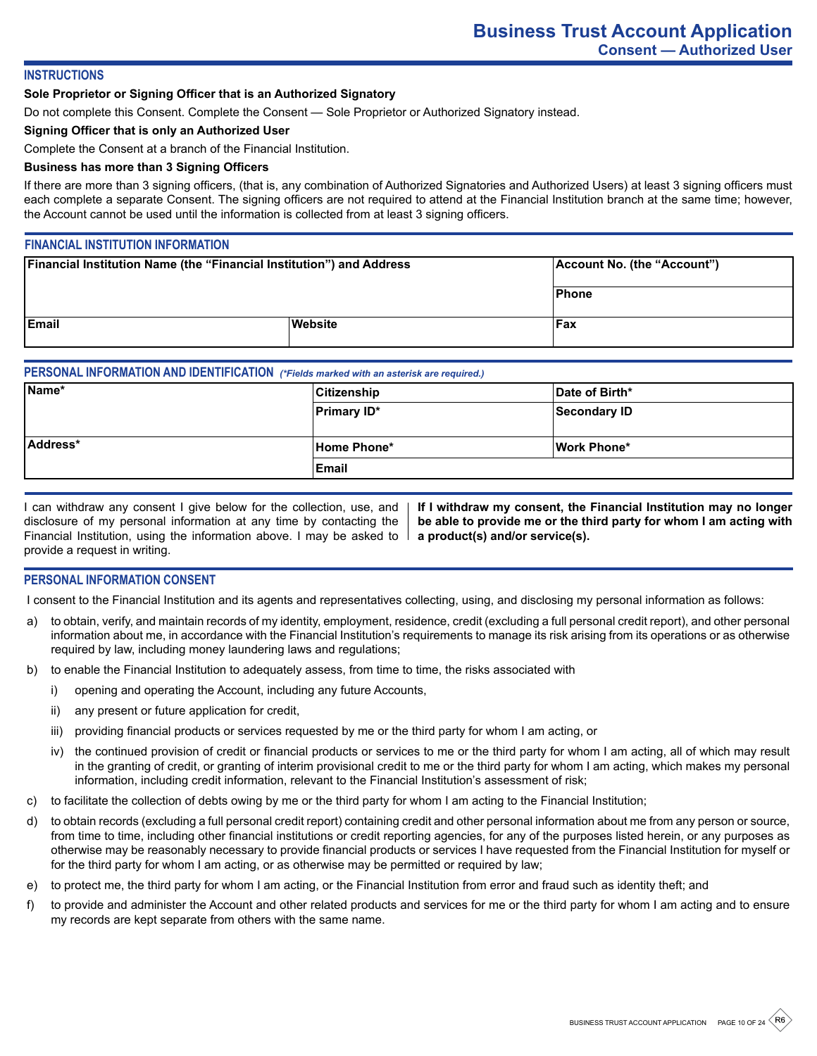# Business Trust Account Application
## Consent — Authorized User

### INSTRUCTIONS

**Sole Proprietor or Signing Officer that is an Authorized Signatory**

Do not complete this Consent. Complete the Consent — Sole Proprietor or Authorized Signatory instead.

**Signing Officer that is only an Authorized User**

Complete the Consent at a branch of the Financial Institution.

**Business has more than 3 Signing Officers**

If there are more than 3 signing officers, (that is, any combination of Authorized Signatories and Authorized Users) at least 3 signing officers must each complete a separate Consent. The signing officers are not required to attend at the Financial Institution branch at the same time; however, the Account cannot be used until the information is collected from at least 3 signing officers.

### FINANCIAL INSTITUTION INFORMATION

| Financial Institution Name (the "Financial Institution") and Address | | Account No. (the "Account") |
|---|---|---|
| | | Phone |
| Email | Website | Fax |

### PERSONAL INFORMATION AND IDENTIFICATION *(*Fields marked with an asterisk are required.)*

| Name* | Citizenship | Date of Birth* |
|---|---|---|
| | Primary ID* | Secondary ID |
| Address* | Home Phone* | Work Phone* |
| | Email | |

I can withdraw any consent I give below for the collection, use, and disclosure of my personal information at any time by contacting the Financial Institution, using the information above. I may be asked to provide a request in writing.

**If I withdraw my consent, the Financial Institution may no longer be able to provide me or the third party for whom I am acting with a product(s) and/or service(s).**

### PERSONAL INFORMATION CONSENT

I consent to the Financial Institution and its agents and representatives collecting, using, and disclosing my personal information as follows:

a) to obtain, verify, and maintain records of my identity, employment, residence, credit (excluding a full personal credit report), and other personal information about me, in accordance with the Financial Institution's requirements to manage its risk arising from its operations or as otherwise required by law, including money laundering laws and regulations;

b) to enable the Financial Institution to adequately assess, from time to time, the risks associated with

   i) opening and operating the Account, including any future Accounts,

   ii) any present or future application for credit,

   iii) providing financial products or services requested by me or the third party for whom I am acting, or

   iv) the continued provision of credit or financial products or services to me or the third party for whom I am acting, all of which may result in the granting of credit, or granting of interim provisional credit to me or the third party for whom I am acting, which makes my personal information, including credit information, relevant to the Financial Institution's assessment of risk;

c) to facilitate the collection of debts owing by me or the third party for whom I am acting to the Financial Institution;

d) to obtain records (excluding a full personal credit report) containing credit and other personal information about me from any person or source, from time to time, including other financial institutions or credit reporting agencies, for any of the purposes listed herein, or any purposes as otherwise may be reasonably necessary to provide financial products or services I have requested from the Financial Institution for myself or for the third party for whom I am acting, or as otherwise may be permitted or required by law;

e) to protect me, the third party for whom I am acting, or the Financial Institution from error and fraud such as identity theft; and

f) to provide and administer the Account and other related products and services for me or the third party for whom I am acting and to ensure my records are kept separate from others with the same name.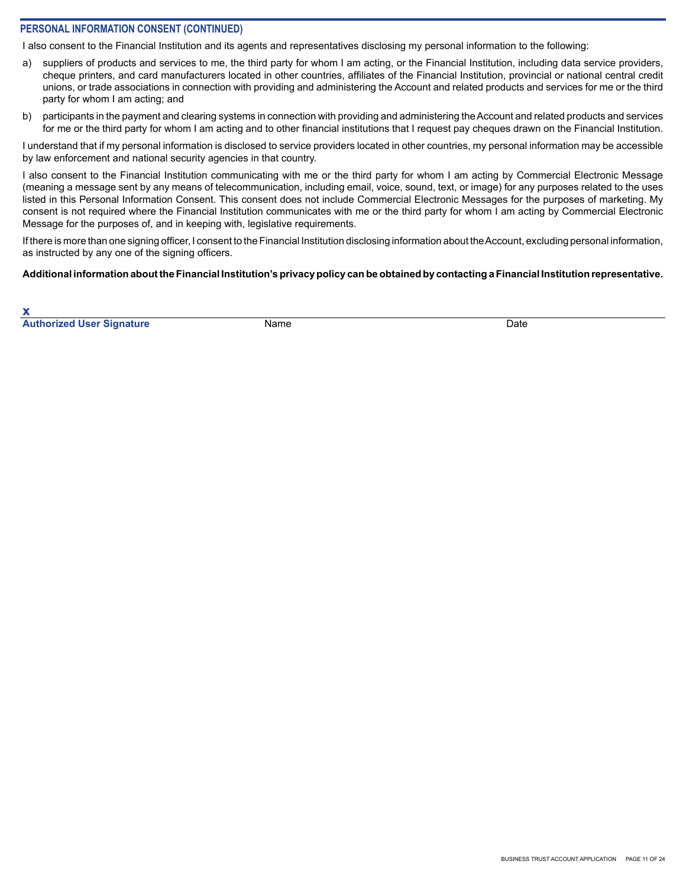## PERSONAL INFORMATION CONSENT (CONTINUED)

I also consent to the Financial Institution and its agents and representatives disclosing my personal information to the following:

a) suppliers of products and services to me, the third party for whom I am acting, or the Financial Institution, including data service providers, cheque printers, and card manufacturers located in other countries, affiliates of the Financial Institution, provincial or national central credit unions, or trade associations in connection with providing and administering the Account and related products and services for me or the third party for whom I am acting; and

b) participants in the payment and clearing systems in connection with providing and administering the Account and related products and services for me or the third party for whom I am acting and to other financial institutions that I request pay cheques drawn on the Financial Institution.

I understand that if my personal information is disclosed to service providers located in other countries, my personal information may be accessible by law enforcement and national security agencies in that country.

I also consent to the Financial Institution communicating with me or the third party for whom I am acting by Commercial Electronic Message (meaning a message sent by any means of telecommunication, including email, voice, sound, text, or image) for any purposes related to the uses listed in this Personal Information Consent. This consent does not include Commercial Electronic Messages for the purposes of marketing. My consent is not required where the Financial Institution communicates with me or the third party for whom I am acting by Commercial Electronic Message for the purposes of, and in keeping with, legislative requirements.

If there is more than one signing officer, I consent to the Financial Institution disclosing information about the Account, excluding personal information, as instructed by any one of the signing officers.

**Additional information about the Financial Institution's privacy policy can be obtained by contacting a Financial Institution representative.**

X

| **Authorized User Signature** | Name | Date |
|---|---|---|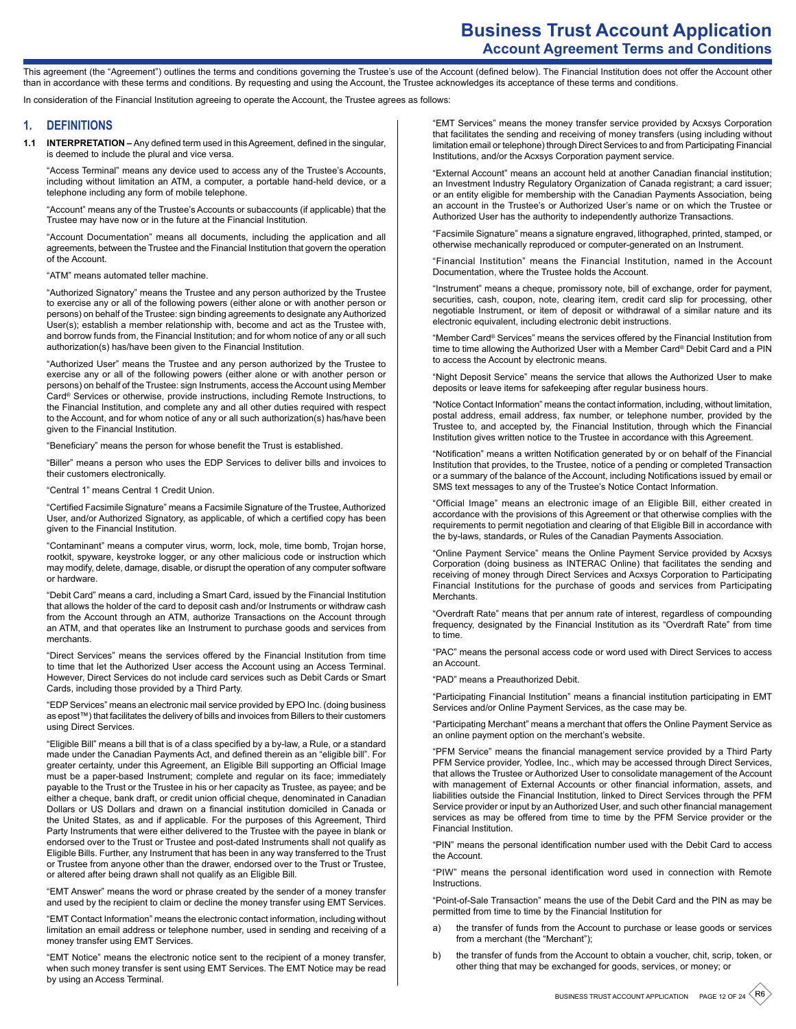# Business Trust Account Application
## Account Agreement Terms and Conditions

This agreement (the "Agreement") outlines the terms and conditions governing the Trustee's use of the Account (defined below). The Financial Institution does not offer the Account other than in accordance with these terms and conditions. By requesting and using the Account, the Trustee acknowledges its acceptance of these terms and conditions.

In consideration of the Financial Institution agreeing to operate the Account, the Trustee agrees as follows:

## 1. DEFINITIONS

**1.1 INTERPRETATION –** Any defined term used in this Agreement, defined in the singular, is deemed to include the plural and vice versa.

"Access Terminal" means any device used to access any of the Trustee's Accounts, including without limitation an ATM, a computer, a portable hand-held device, or a telephone including any form of mobile telephone.

"Account" means any of the Trustee's Accounts or subaccounts (if applicable) that the Trustee may have now or in the future at the Financial Institution.

"Account Documentation" means all documents, including the application and all agreements, between the Trustee and the Financial Institution that govern the operation of the Account.

"ATM" means automated teller machine.

"Authorized Signatory" means the Trustee and any person authorized by the Trustee to exercise any or all of the following powers (either alone or with another person or persons) on behalf of the Trustee: sign binding agreements to designate any Authorized User(s); establish a member relationship with, become and act as the Trustee with, and borrow funds from, the Financial Institution; and for whom notice of any or all such authorization(s) has/have been given to the Financial Institution.

"Authorized User" means the Trustee and any person authorized by the Trustee to exercise any or all of the following powers (either alone or with another person or persons) on behalf of the Trustee: sign Instruments, access the Account using Member Card® Services or otherwise, provide instructions, including Remote Instructions, to the Financial Institution, and complete any and all other duties required with respect to the Account, and for whom notice of any or all such authorization(s) has/have been given to the Financial Institution.

"Beneficiary" means the person for whose benefit the Trust is established.

"Biller" means a person who uses the EDP Services to deliver bills and invoices to their customers electronically.

"Central 1" means Central 1 Credit Union.

"Certified Facsimile Signature" means a Facsimile Signature of the Trustee, Authorized User, and/or Authorized Signatory, as applicable, of which a certified copy has been given to the Financial Institution.

"Contaminant" means a computer virus, worm, lock, mole, time bomb, Trojan horse, rootkit, spyware, keystroke logger, or any other malicious code or instruction which may modify, delete, damage, disable, or disrupt the operation of any computer software or hardware.

"Debit Card" means a card, including a Smart Card, issued by the Financial Institution that allows the holder of the card to deposit cash and/or Instruments or withdraw cash from the Account through an ATM, authorize Transactions on the Account through an ATM, and that operates like an Instrument to purchase goods and services from merchants.

"Direct Services" means the services offered by the Financial Institution from time to time that let the Authorized User access the Account using an Access Terminal. However, Direct Services do not include card services such as Debit Cards or Smart Cards, including those provided by a Third Party.

"EDP Services" means an electronic mail service provided by EPO Inc. (doing business as epost™) that facilitates the delivery of bills and invoices from Billers to their customers using Direct Services.

"Eligible Bill" means a bill that is of a class specified by a by-law, a Rule, or a standard made under the Canadian Payments Act, and defined therein as an "eligible bill". For greater certainty, under this Agreement, an Eligible Bill supporting an Official Image must be a paper-based Instrument; complete and regular on its face; immediately payable to the Trust or the Trustee in his or her capacity as Trustee, as payee; and be either a cheque, bank draft, or credit union official cheque, denominated in Canadian Dollars or US Dollars and drawn on a financial institution domiciled in Canada or the United States, as and if applicable. For the purposes of this Agreement, Third Party Instruments that were either delivered to the Trustee with the payee in blank or endorsed over to the Trust or Trustee and post-dated Instruments shall not qualify as Eligible Bills. Further, any Instrument that has been in any way transferred to the Trust or Trustee from anyone other than the drawer, endorsed over to the Trust or Trustee, or altered after being drawn shall not qualify as an Eligible Bill.

"EMT Answer" means the word or phrase created by the sender of a money transfer and used by the recipient to claim or decline the money transfer using EMT Services.

"EMT Contact Information" means the electronic contact information, including without limitation an email address or telephone number, used in sending and receiving of a money transfer using EMT Services.

"EMT Notice" means the electronic notice sent to the recipient of a money transfer, when such money transfer is sent using EMT Services. The EMT Notice may be read by using an Access Terminal.

"EMT Services" means the money transfer service provided by Acxsys Corporation that facilitates the sending and receiving of money transfers (using including without limitation email or telephone) through Direct Services to and from Participating Financial Institutions, and/or the Acxsys Corporation payment service.

"External Account" means an account held at another Canadian financial institution; an Investment Industry Regulatory Organization of Canada registrant; a card issuer; or an entity eligible for membership with the Canadian Payments Association, being an account in the Trustee's or Authorized User's name or on which the Trustee or Authorized User has the authority to independently authorize Transactions.

"Facsimile Signature" means a signature engraved, lithographed, printed, stamped, or otherwise mechanically reproduced or computer-generated on an Instrument.

"Financial Institution" means the Financial Institution, named in the Account Documentation, where the Trustee holds the Account.

"Instrument" means a cheque, promissory note, bill of exchange, order for payment, securities, cash, coupon, note, clearing item, credit card slip for processing, other negotiable Instrument, or item of deposit or withdrawal of a similar nature and its electronic equivalent, including electronic debit instructions.

"Member Card® Services" means the services offered by the Financial Institution from time to time allowing the Authorized User with a Member Card® Debit Card and a PIN to access the Account by electronic means.

"Night Deposit Service" means the service that allows the Authorized User to make deposits or leave items for safekeeping after regular business hours.

"Notice Contact Information" means the contact information, including, without limitation, postal address, email address, fax number, or telephone number, provided by the Trustee to, and accepted by, the Financial Institution, through which the Financial Institution gives written notice to the Trustee in accordance with this Agreement.

"Notification" means a written Notification generated by or on behalf of the Financial Institution that provides, to the Trustee, notice of a pending or completed Transaction or a summary of the balance of the Account, including Notifications issued by email or SMS text messages to any of the Trustee's Notice Contact Information.

"Official Image" means an electronic image of an Eligible Bill, either created in accordance with the provisions of this Agreement or that otherwise complies with the requirements to permit negotiation and clearing of that Eligible Bill in accordance with the by-laws, standards, or Rules of the Canadian Payments Association.

"Online Payment Service" means the Online Payment Service provided by Acxsys Corporation (doing business as INTERAC Online) that facilitates the sending and receiving of money through Direct Services and Acxsys Corporation to Participating Financial Institutions for the purchase of goods and services from Participating Merchants.

"Overdraft Rate" means that per annum rate of interest, regardless of compounding frequency, designated by the Financial Institution as its "Overdraft Rate" from time to time.

"PAC" means the personal access code or word used with Direct Services to access an Account.

"PAD" means a Preauthorized Debit.

"Participating Financial Institution" means a financial institution participating in EMT Services and/or Online Payment Services, as the case may be.

"Participating Merchant" means a merchant that offers the Online Payment Service as an online payment option on the merchant's website.

"PFM Service" means the financial management service provided by a Third Party PFM Service provider, Yodlee, Inc., which may be accessed through Direct Services, that allows the Trustee or Authorized User to consolidate management of the Account with management of External Accounts or other financial information, assets, and liabilities outside the Financial Institution, linked to Direct Services through the PFM Service provider or input by an Authorized User, and such other financial management services as may be offered from time to time by the PFM Service provider or the Financial Institution.

"PIN" means the personal identification number used with the Debit Card to access the Account.

"PIW" means the personal identification word used in connection with Remote Instructions.

"Point-of-Sale Transaction" means the use of the Debit Card and the PIN as may be permitted from time to time by the Financial Institution for

a) the transfer of funds from the Account to purchase or lease goods or services from a merchant (the "Merchant");

b) the transfer of funds from the Account to obtain a voucher, chit, scrip, token, or other thing that may be exchanged for goods, services, or money; or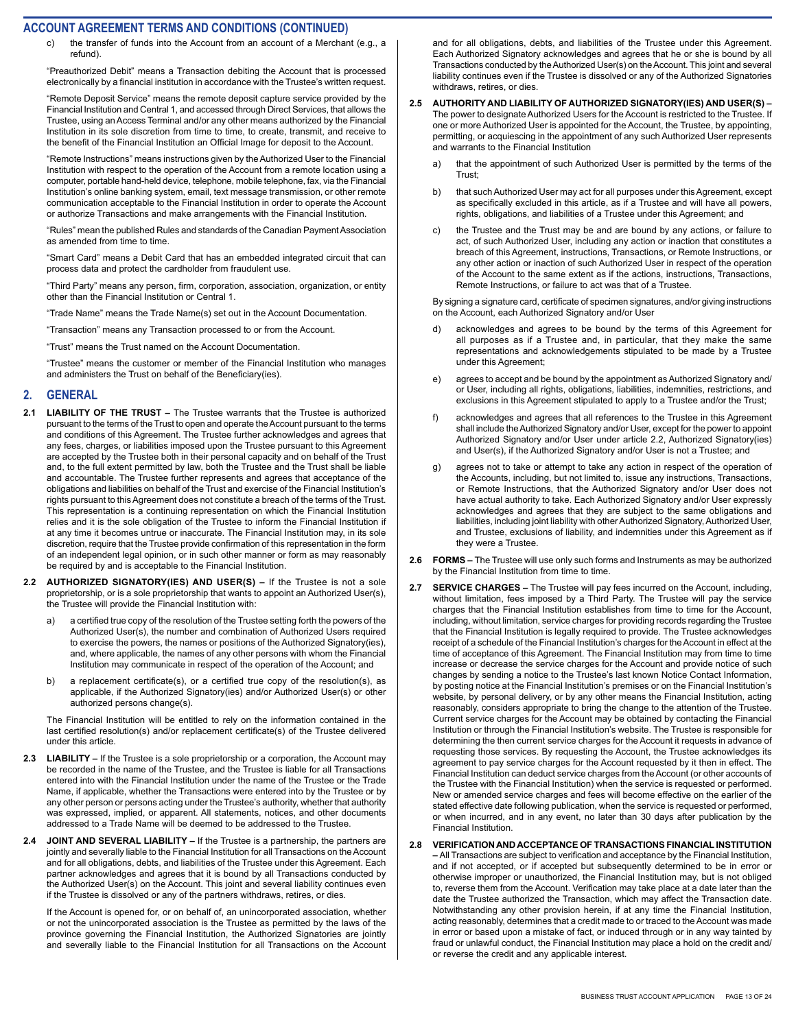## ACCOUNT AGREEMENT TERMS AND CONDITIONS (CONTINUED)

c) the transfer of funds into the Account from an account of a Merchant (e.g., a refund).

"Preauthorized Debit" means a Transaction debiting the Account that is processed electronically by a financial institution in accordance with the Trustee's written request.

"Remote Deposit Service" means the remote deposit capture service provided by the Financial Institution and Central 1, and accessed through Direct Services, that allows the Trustee, using an Access Terminal and/or any other means authorized by the Financial Institution in its sole discretion from time to time, to create, transmit, and receive to the benefit of the Financial Institution an Official Image for deposit to the Account.

"Remote Instructions" means instructions given by the Authorized User to the Financial Institution with respect to the operation of the Account from a remote location using a computer, portable hand-held device, telephone, mobile telephone, fax, via the Financial Institution's online banking system, email, text message transmission, or other remote communication acceptable to the Financial Institution in order to operate the Account or authorize Transactions and make arrangements with the Financial Institution.

"Rules" mean the published Rules and standards of the Canadian Payment Association as amended from time to time.

"Smart Card" means a Debit Card that has an embedded integrated circuit that can process data and protect the cardholder from fraudulent use.

"Third Party" means any person, firm, corporation, association, organization, or entity other than the Financial Institution or Central 1.

"Trade Name" means the Trade Name(s) set out in the Account Documentation.

"Transaction" means any Transaction processed to or from the Account.

"Trust" means the Trust named on the Account Documentation.

"Trustee" means the customer or member of the Financial Institution who manages and administers the Trust on behalf of the Beneficiary(ies).

## 2. GENERAL

**2.1 LIABILITY OF THE TRUST –** The Trustee warrants that the Trustee is authorized pursuant to the terms of the Trust to open and operate the Account pursuant to the terms and conditions of this Agreement. The Trustee further acknowledges and agrees that any fees, charges, or liabilities imposed upon the Trustee pursuant to this Agreement are accepted by the Trustee both in their personal capacity and on behalf of the Trust and, to the full extent permitted by law, both the Trustee and the Trust shall be liable and accountable. The Trustee further represents and agrees that acceptance of the obligations and liabilities on behalf of the Trust and exercise of the Financial Institution's rights pursuant to this Agreement does not constitute a breach of the terms of the Trust. This representation is a continuing representation on which the Financial Institution relies and it is the sole obligation of the Trustee to inform the Financial Institution if at any time it becomes untrue or inaccurate. The Financial Institution may, in its sole discretion, require that the Trustee provide confirmation of this representation in the form of an independent legal opinion, or in such other manner or form as may reasonably be required by and is acceptable to the Financial Institution.

**2.2 AUTHORIZED SIGNATORY(IES) AND USER(S) –** If the Trustee is not a sole proprietorship, or is a sole proprietorship that wants to appoint an Authorized User(s), the Trustee will provide the Financial Institution with:

a) a certified true copy of the resolution of the Trustee setting forth the powers of the Authorized User(s), the number and combination of Authorized Users required to exercise the powers, the names or positions of the Authorized Signatory(ies), and, where applicable, the names of any other persons with whom the Financial Institution may communicate in respect of the operation of the Account; and

b) a replacement certificate(s), or a certified true copy of the resolution(s), as applicable, if the Authorized Signatory(ies) and/or Authorized User(s) or other authorized persons change(s).

The Financial Institution will be entitled to rely on the information contained in the last certified resolution(s) and/or replacement certificate(s) of the Trustee delivered under this article.

**2.3 LIABILITY –** If the Trustee is a sole proprietorship or a corporation, the Account may be recorded in the name of the Trustee, and the Trustee is liable for all Transactions entered into with the Financial Institution under the name of the Trustee or the Trade Name, if applicable, whether the Transactions were entered into by the Trustee or by any other person or persons acting under the Trustee's authority, whether that authority was expressed, implied, or apparent. All statements, notices, and other documents addressed to a Trade Name will be deemed to be addressed to the Trustee.

**2.4 JOINT AND SEVERAL LIABILITY –** If the Trustee is a partnership, the partners are jointly and severally liable to the Financial Institution for all Transactions on the Account and for all obligations, debts, and liabilities of the Trustee under this Agreement. Each partner acknowledges and agrees that it is bound by all Transactions conducted by the Authorized User(s) on the Account. This joint and several liability continues even if the Trustee is dissolved or any of the partners withdraws, retires, or dies.

If the Account is opened for, or on behalf of, an unincorporated association, whether or not the unincorporated association is the Trustee as permitted by the laws of the province governing the Financial Institution, the Authorized Signatories are jointly and severally liable to the Financial Institution for all Transactions on the Account and for all obligations, debts, and liabilities of the Trustee under this Agreement. Each Authorized Signatory acknowledges and agrees that he or she is bound by all Transactions conducted by the Authorized User(s) on the Account. This joint and several liability continues even if the Trustee is dissolved or any of the Authorized Signatories withdraws, retires, or dies.

**2.5 AUTHORITY AND LIABILITY OF AUTHORIZED SIGNATORY(IES) AND USER(S) –** The power to designate Authorized Users for the Account is restricted to the Trustee. If one or more Authorized User is appointed for the Account, the Trustee, by appointing, permitting, or acquiescing in the appointment of any such Authorized User represents and warrants to the Financial Institution

a) that the appointment of such Authorized User is permitted by the terms of the Trust;

b) that such Authorized User may act for all purposes under this Agreement, except as specifically excluded in this article, as if a Trustee and will have all powers, rights, obligations, and liabilities of a Trustee under this Agreement; and

c) the Trustee and the Trust may be and are bound by any actions, or failure to act, of such Authorized User, including any action or inaction that constitutes a breach of this Agreement, instructions, Transactions, or Remote Instructions, or any other action or inaction of such Authorized User in respect of the operation of the Account to the same extent as if the actions, instructions, Transactions, Remote Instructions, or failure to act was that of a Trustee.

By signing a signature card, certificate of specimen signatures, and/or giving instructions on the Account, each Authorized Signatory and/or User

d) acknowledges and agrees to be bound by the terms of this Agreement for all purposes as if a Trustee and, in particular, that they make the same representations and acknowledgements stipulated to be made by a Trustee under this Agreement;

e) agrees to accept and be bound by the appointment as Authorized Signatory and/or User, including all rights, obligations, liabilities, indemnities, restrictions, and exclusions in this Agreement stipulated to apply to a Trustee and/or the Trust;

f) acknowledges and agrees that all references to the Trustee in this Agreement shall include the Authorized Signatory and/or User, except for the power to appoint Authorized Signatory and/or User under article 2.2, Authorized Signatory(ies) and User(s), if the Authorized Signatory and/or User is not a Trustee; and

g) agrees not to take or attempt to take any action in respect of the operation of the Accounts, including, but not limited to, issue any instructions, Transactions, or Remote Instructions, that the Authorized Signatory and/or User does not have actual authority to take. Each Authorized Signatory and/or User expressly acknowledges and agrees that they are subject to the same obligations and liabilities, including joint liability with other Authorized Signatory, Authorized User, and Trustee, exclusions of liability, and indemnities under this Agreement as if they were a Trustee.

**2.6 FORMS –** The Trustee will use only such forms and Instruments as may be authorized by the Financial Institution from time to time.

**2.7 SERVICE CHARGES –** The Trustee will pay fees incurred on the Account, including, without limitation, fees imposed by a Third Party. The Trustee will pay the service charges that the Financial Institution establishes from time to time for the Account, including, without limitation, service charges for providing records regarding the Trustee that the Financial Institution is legally required to provide. The Trustee acknowledges receipt of a schedule of the Financial Institution's charges for the Account in effect at the time of acceptance of this Agreement. The Financial Institution may from time to time increase or decrease the service charges for the Account and provide notice of such changes by sending a notice to the Trustee's last known Notice Contact Information, by posting notice at the Financial Institution's premises or on the Financial Institution's website, by personal delivery, or by any other means the Financial Institution, acting reasonably, considers appropriate to bring the change to the attention of the Trustee. Current service charges for the Account may be obtained by contacting the Financial Institution or through the Financial Institution's website. The Trustee is responsible for determining the then current service charges for the Account it requests in advance of requesting those services. By requesting the Account, the Trustee acknowledges its agreement to pay service charges for the Account requested by it then in effect. The Financial Institution can deduct service charges from the Account (or other accounts of the Trustee with the Financial Institution) when the service is requested or performed. New or amended service charges and fees will become effective on the earlier of the stated effective date following publication, when the service is requested or performed, or when incurred, and in any event, no later than 30 days after publication by the Financial Institution.

**2.8 VERIFICATION AND ACCEPTANCE OF TRANSACTIONS FINANCIAL INSTITUTION –** All Transactions are subject to verification and acceptance by the Financial Institution, and if not accepted, or if accepted but subsequently determined to be in error or otherwise improper or unauthorized, the Financial Institution may, but is not obliged to, reverse them from the Account. Verification may take place at a date later than the date the Trustee authorized the Transaction, which may affect the Transaction date. Notwithstanding any other provision herein, if at any time the Financial Institution, acting reasonably, determines that a credit made to or traced to the Account was made in error or based upon a mistake of fact, or induced through or in any way tainted by fraud or unlawful conduct, the Financial Institution may place a hold on the credit and/or reverse the credit and any applicable interest.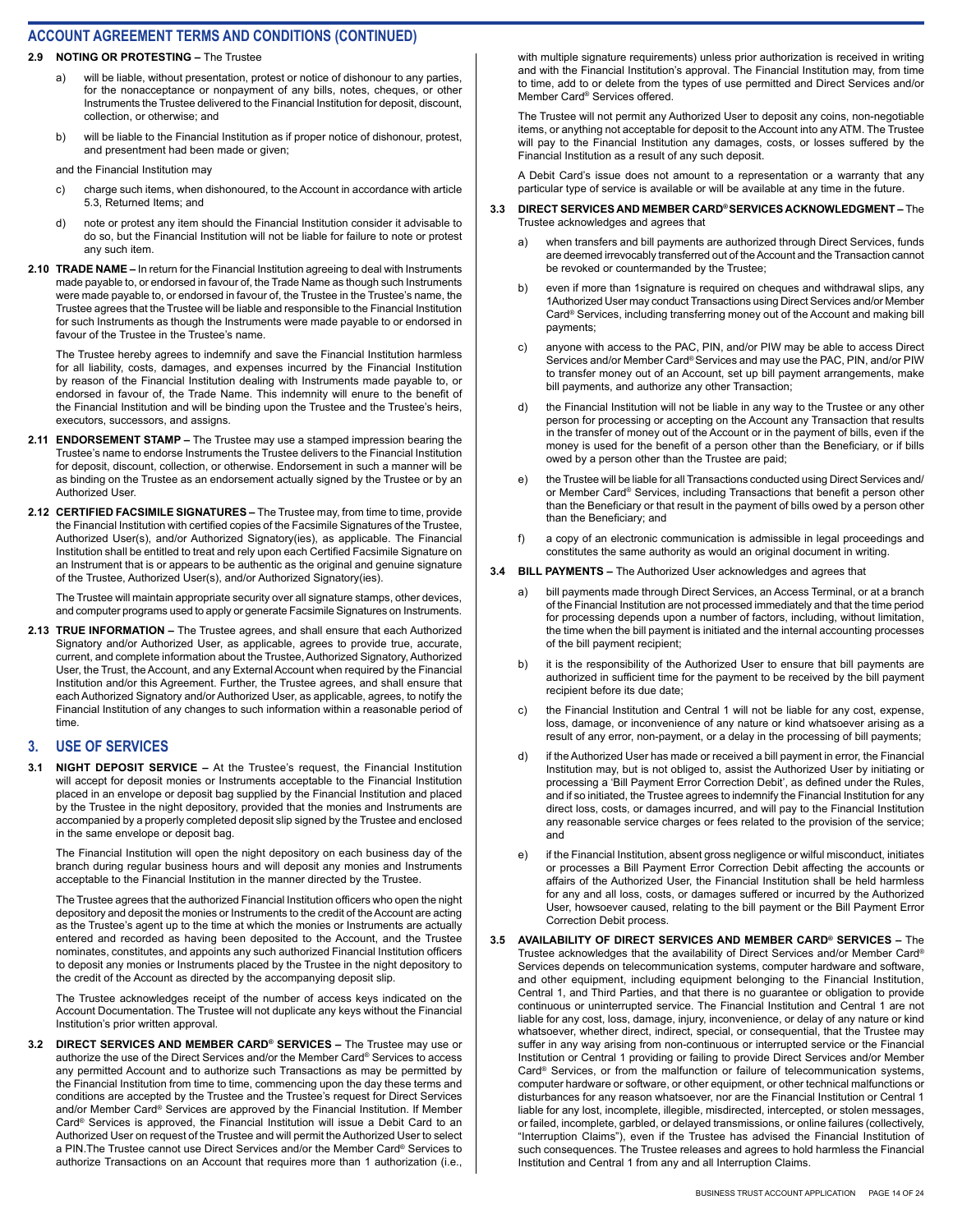## ACCOUNT AGREEMENT TERMS AND CONDITIONS (CONTINUED)

**2.9 NOTING OR PROTESTING –** The Trustee

a) will be liable, without presentation, protest or notice of dishonour to any parties, for the nonacceptance or nonpayment of any bills, notes, cheques, or other Instruments the Trustee delivered to the Financial Institution for deposit, discount, collection, or otherwise; and

b) will be liable to the Financial Institution as if proper notice of dishonour, protest, and presentment had been made or given;

and the Financial Institution may

c) charge such items, when dishonoured, to the Account in accordance with article 5.3, Returned Items; and

d) note or protest any item should the Financial Institution consider it advisable to do so, but the Financial Institution will not be liable for failure to note or protest any such item.

**2.10 TRADE NAME –** In return for the Financial Institution agreeing to deal with Instruments made payable to, or endorsed in favour of, the Trade Name as though such Instruments were made payable to, or endorsed in favour of, the Trustee in the Trustee's name, the Trustee agrees that the Trustee will be liable and responsible to the Financial Institution for such Instruments as though the Instruments were made payable to or endorsed in favour of the Trustee in the Trustee's name.

The Trustee hereby agrees to indemnify and save the Financial Institution harmless for all liability, costs, damages, and expenses incurred by the Financial Institution by reason of the Financial Institution dealing with Instruments made payable to, or endorsed in favour of, the Trade Name. This indemnity will enure to the benefit of the Financial Institution and will be binding upon the Trustee and the Trustee's heirs, executors, successors, and assigns.

**2.11 ENDORSEMENT STAMP –** The Trustee may use a stamped impression bearing the Trustee's name to endorse Instruments the Trustee delivers to the Financial Institution for deposit, discount, collection, or otherwise. Endorsement in such a manner will be as binding on the Trustee as an endorsement actually signed by the Trustee or by an Authorized User.

**2.12 CERTIFIED FACSIMILE SIGNATURES –** The Trustee may, from time to time, provide the Financial Institution with certified copies of the Facsimile Signatures of the Trustee, Authorized User(s), and/or Authorized Signatory(ies), as applicable. The Financial Institution shall be entitled to treat and rely upon each Certified Facsimile Signature on an Instrument that is or appears to be authentic as the original and genuine signature of the Trustee, Authorized User(s), and/or Authorized Signatory(ies).

The Trustee will maintain appropriate security over all signature stamps, other devices, and computer programs used to apply or generate Facsimile Signatures on Instruments.

**2.13 TRUE INFORMATION –** The Trustee agrees, and shall ensure that each Authorized Signatory and/or Authorized User, as applicable, agrees to provide true, accurate, current, and complete information about the Trustee, Authorized Signatory, Authorized User, the Trust, the Account, and any External Account when required by the Financial Institution and/or this Agreement. Further, the Trustee agrees, and shall ensure that each Authorized Signatory and/or Authorized User, as applicable, agrees, to notify the Financial Institution of any changes to such information within a reasonable period of time.

## 3. USE OF SERVICES

**3.1 NIGHT DEPOSIT SERVICE –** At the Trustee's request, the Financial Institution will accept for deposit monies or Instruments acceptable to the Financial Institution placed in an envelope or deposit bag supplied by the Financial Institution and placed by the Trustee in the night depository, provided that the monies and Instruments are accompanied by a properly completed deposit slip signed by the Trustee and enclosed in the same envelope or deposit bag.

The Financial Institution will open the night depository on each business day of the branch during regular business hours and will deposit any monies and Instruments acceptable to the Financial Institution in the manner directed by the Trustee.

The Trustee agrees that the authorized Financial Institution officers who open the night depository and deposit the monies or Instruments to the credit of the Account are acting as the Trustee's agent up to the time at which the monies or Instruments are actually entered and recorded as having been deposited to the Account, and the Trustee nominates, constitutes, and appoints any such authorized Financial Institution officers to deposit any monies or Instruments placed by the Trustee in the night depository to the credit of the Account as directed by the accompanying deposit slip.

The Trustee acknowledges receipt of the number of access keys indicated on the Account Documentation. The Trustee will not duplicate any keys without the Financial Institution's prior written approval.

**3.2 DIRECT SERVICES AND MEMBER CARD® SERVICES –** The Trustee may use or authorize the use of the Direct Services and/or the Member Card® Services to access any permitted Account and to authorize such Transactions as may be permitted by the Financial Institution from time to time, commencing upon the day these terms and conditions are accepted by the Trustee and the Trustee's request for Direct Services and/or Member Card® Services are approved by the Financial Institution. If Member Card® Services is approved, the Financial Institution will issue a Debit Card to an Authorized User on request of the Trustee and will permit the Authorized User to select a PIN.The Trustee cannot use Direct Services and/or the Member Card® Services to authorize Transactions on an Account that requires more than 1 authorization (i.e., with multiple signature requirements) unless prior authorization is received in writing and with the Financial Institution's approval. The Financial Institution may, from time to time, add to or delete from the types of use permitted and Direct Services and/or Member Card® Services offered.

The Trustee will not permit any Authorized User to deposit any coins, non-negotiable items, or anything not acceptable for deposit to the Account into any ATM. The Trustee will pay to the Financial Institution any damages, costs, or losses suffered by the Financial Institution as a result of any such deposit.

A Debit Card's issue does not amount to a representation or a warranty that any particular type of service is available or will be available at any time in the future.

**3.3 DIRECT SERVICES AND MEMBER CARD® SERVICES ACKNOWLEDGMENT –** The Trustee acknowledges and agrees that

a) when transfers and bill payments are authorized through Direct Services, funds are deemed irrevocably transferred out of the Account and the Transaction cannot be revoked or countermanded by the Trustee;

b) even if more than 1signature is required on cheques and withdrawal slips, any 1Authorized User may conduct Transactions using Direct Services and/or Member Card® Services, including transferring money out of the Account and making bill payments;

c) anyone with access to the PAC, PIN, and/or PIW may be able to access Direct Services and/or Member Card® Services and may use the PAC, PIN, and/or PIW to transfer money out of an Account, set up bill payment arrangements, make bill payments, and authorize any other Transaction;

d) the Financial Institution will not be liable in any way to the Trustee or any other person for processing or accepting on the Account any Transaction that results in the transfer of money out of the Account or in the payment of bills, even if the money is used for the benefit of a person other than the Beneficiary, or if bills owed by a person other than the Trustee are paid;

e) the Trustee will be liable for all Transactions conducted using Direct Services and/or Member Card® Services, including Transactions that benefit a person other than the Beneficiary or that result in the payment of bills owed by a person other than the Beneficiary; and

f) a copy of an electronic communication is admissible in legal proceedings and constitutes the same authority as would an original document in writing.

**3.4 BILL PAYMENTS –** The Authorized User acknowledges and agrees that

a) bill payments made through Direct Services, an Access Terminal, or at a branch of the Financial Institution are not processed immediately and that the time period for processing depends upon a number of factors, including, without limitation, the time when the bill payment is initiated and the internal accounting processes of the bill payment recipient;

b) it is the responsibility of the Authorized User to ensure that bill payments are authorized in sufficient time for the payment to be received by the bill payment recipient before its due date;

c) the Financial Institution and Central 1 will not be liable for any cost, expense, loss, damage, or inconvenience of any nature or kind whatsoever arising as a result of any error, non-payment, or a delay in the processing of bill payments;

d) if the Authorized User has made or received a bill payment in error, the Financial Institution may, but is not obliged to, assist the Authorized User by initiating or processing a 'Bill Payment Error Correction Debit', as defined under the Rules, and if so initiated, the Trustee agrees to indemnify the Financial Institution for any direct loss, costs, or damages incurred, and will pay to the Financial Institution any reasonable service charges or fees related to the provision of the service; and

e) if the Financial Institution, absent gross negligence or wilful misconduct, initiates or processes a Bill Payment Error Correction Debit affecting the accounts or affairs of the Authorized User, the Financial Institution shall be held harmless for any and all loss, costs, or damages suffered or incurred by the Authorized User, howsoever caused, relating to the bill payment or the Bill Payment Error Correction Debit process.

**3.5 AVAILABILITY OF DIRECT SERVICES AND MEMBER CARD® SERVICES –** The Trustee acknowledges that the availability of Direct Services and/or Member Card® Services depends on telecommunication systems, computer hardware and software, and other equipment, including equipment belonging to the Financial Institution, Central 1, and Third Parties, and that there is no guarantee or obligation to provide continuous or uninterrupted service. The Financial Institution and Central 1 are not liable for any cost, loss, damage, injury, inconvenience, or delay of any nature or kind whatsoever, whether direct, indirect, special, or consequential, that the Trustee may suffer in any way arising from non-continuous or interrupted service or the Financial Institution or Central 1 providing or failing to provide Direct Services and/or Member Card® Services, or from the malfunction or failure of telecommunication systems, computer hardware or software, or other equipment, or other technical malfunctions or disturbances for any reason whatsoever, nor are the Financial Institution or Central 1 liable for any lost, incomplete, illegible, misdirected, intercepted, or stolen messages, or failed, incomplete, garbled, or delayed transmissions, or online failures (collectively, "Interruption Claims"), even if the Trustee has advised the Financial Institution of such consequences. The Trustee releases and agrees to hold harmless the Financial Institution and Central 1 from any and all Interruption Claims.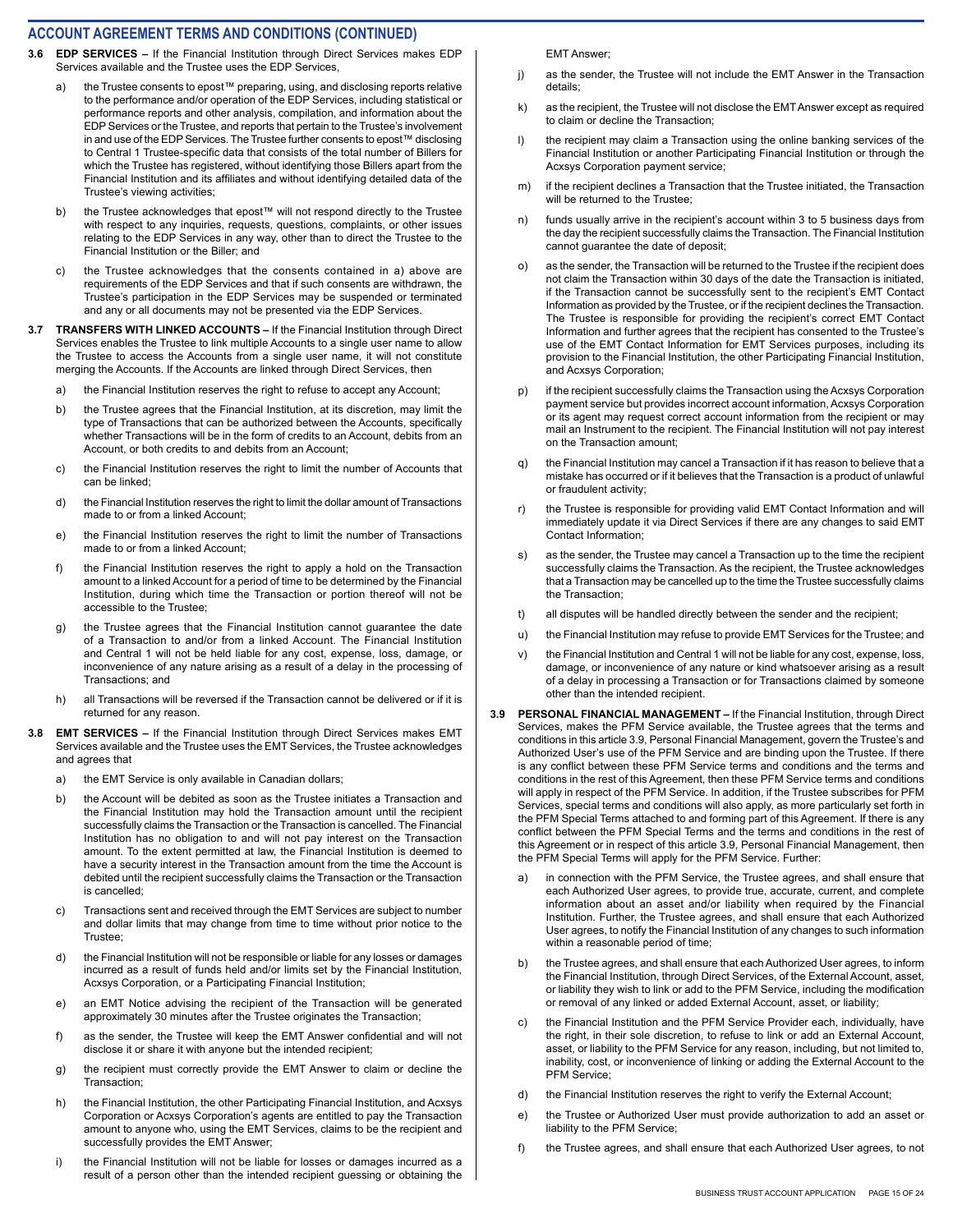## ACCOUNT AGREEMENT TERMS AND CONDITIONS (CONTINUED)

**3.6 EDP SERVICES –** If the Financial Institution through Direct Services makes EDP Services available and the Trustee uses the EDP Services,

a) the Trustee consents to epost™ preparing, using, and disclosing reports relative to the performance and/or operation of the EDP Services, including statistical or performance reports and other analysis, compilation, and information about the EDP Services or the Trustee, and reports that pertain to the Trustee's involvement in and use of the EDP Services. The Trustee further consents to epost™ disclosing to Central 1 Trustee-specific data that consists of the total number of Billers for which the Trustee has registered, without identifying those Billers apart from the Financial Institution and its affiliates and without identifying detailed data of the Trustee's viewing activities;

b) the Trustee acknowledges that epost™ will not respond directly to the Trustee with respect to any inquiries, requests, questions, complaints, or other issues relating to the EDP Services in any way, other than to direct the Trustee to the Financial Institution or the Biller; and

c) the Trustee acknowledges that the consents contained in a) above are requirements of the EDP Services and that if such consents are withdrawn, the Trustee's participation in the EDP Services may be suspended or terminated and any or all documents may not be presented via the EDP Services.

**3.7 TRANSFERS WITH LINKED ACCOUNTS –** If the Financial Institution through Direct Services enables the Trustee to link multiple Accounts to a single user name to allow the Trustee to access the Accounts from a single user name, it will not constitute merging the Accounts. If the Accounts are linked through Direct Services, then

a) the Financial Institution reserves the right to refuse to accept any Account;

b) the Trustee agrees that the Financial Institution, at its discretion, may limit the type of Transactions that can be authorized between the Accounts, specifically whether Transactions will be in the form of credits to an Account, debits from an Account, or both credits to and debits from an Account;

c) the Financial Institution reserves the right to limit the number of Accounts that can be linked;

d) the Financial Institution reserves the right to limit the dollar amount of Transactions made to or from a linked Account;

e) the Financial Institution reserves the right to limit the number of Transactions made to or from a linked Account;

f) the Financial Institution reserves the right to apply a hold on the Transaction amount to a linked Account for a period of time to be determined by the Financial Institution, during which time the Transaction or portion thereof will not be accessible to the Trustee;

g) the Trustee agrees that the Financial Institution cannot guarantee the date of a Transaction to and/or from a linked Account. The Financial Institution and Central 1 will not be held liable for any cost, expense, loss, damage, or inconvenience of any nature arising as a result of a delay in the processing of Transactions; and

h) all Transactions will be reversed if the Transaction cannot be delivered or if it is returned for any reason.

**3.8 EMT SERVICES –** If the Financial Institution through Direct Services makes EMT Services available and the Trustee uses the EMT Services, the Trustee acknowledges and agrees that

a) the EMT Service is only available in Canadian dollars;

b) the Account will be debited as soon as the Trustee initiates a Transaction and the Financial Institution may hold the Transaction amount until the recipient successfully claims the Transaction or the Transaction is cancelled. The Financial Institution has no obligation to and will not pay interest on the Transaction amount. To the extent permitted at law, the Financial Institution is deemed to have a security interest in the Transaction amount from the time the Account is debited until the recipient successfully claims the Transaction or the Transaction is cancelled;

c) Transactions sent and received through the EMT Services are subject to number and dollar limits that may change from time to time without prior notice to the Trustee;

d) the Financial Institution will not be responsible or liable for any losses or damages incurred as a result of funds held and/or limits set by the Financial Institution, Acxsys Corporation, or a Participating Financial Institution;

e) an EMT Notice advising the recipient of the Transaction will be generated approximately 30 minutes after the Trustee originates the Transaction;

f) as the sender, the Trustee will keep the EMT Answer confidential and will not disclose it or share it with anyone but the intended recipient;

g) the recipient must correctly provide the EMT Answer to claim or decline the Transaction;

h) the Financial Institution, the other Participating Financial Institution, and Acxsys Corporation or Acxsys Corporation's agents are entitled to pay the Transaction amount to anyone who, using the EMT Services, claims to be the recipient and successfully provides the EMT Answer;

i) the Financial Institution will not be liable for losses or damages incurred as a result of a person other than the intended recipient guessing or obtaining the EMT Answer;

j) as the sender, the Trustee will not include the EMT Answer in the Transaction details;

k) as the recipient, the Trustee will not disclose the EMT Answer except as required to claim or decline the Transaction;

l) the recipient may claim a Transaction using the online banking services of the Financial Institution or another Participating Financial Institution or through the Acxsys Corporation payment service;

m) if the recipient declines a Transaction that the Trustee initiated, the Transaction will be returned to the Trustee;

n) funds usually arrive in the recipient's account within 3 to 5 business days from the day the recipient successfully claims the Transaction. The Financial Institution cannot guarantee the date of deposit;

o) as the sender, the Transaction will be returned to the Trustee if the recipient does not claim the Transaction within 30 days of the date the Transaction is initiated, if the Transaction cannot be successfully sent to the recipient's EMT Contact Information as provided by the Trustee, or if the recipient declines the Transaction. The Trustee is responsible for providing the recipient's correct EMT Contact Information and further agrees that the recipient has consented to the Trustee's use of the EMT Contact Information for EMT Services purposes, including its provision to the Financial Institution, the other Participating Financial Institution, and Acxsys Corporation;

p) if the recipient successfully claims the Transaction using the Acxsys Corporation payment service but provides incorrect account information, Acxsys Corporation or its agent may request correct account information from the recipient or may mail an Instrument to the recipient. The Financial Institution will not pay interest on the Transaction amount;

q) the Financial Institution may cancel a Transaction if it has reason to believe that a mistake has occurred or if it believes that the Transaction is a product of unlawful or fraudulent activity;

r) the Trustee is responsible for providing valid EMT Contact Information and will immediately update it via Direct Services if there are any changes to said EMT Contact Information;

s) as the sender, the Trustee may cancel a Transaction up to the time the recipient successfully claims the Transaction. As the recipient, the Trustee acknowledges that a Transaction may be cancelled up to the time the Trustee successfully claims the Transaction;

t) all disputes will be handled directly between the sender and the recipient;

u) the Financial Institution may refuse to provide EMT Services for the Trustee; and

v) the Financial Institution and Central 1 will not be liable for any cost, expense, loss, damage, or inconvenience of any nature or kind whatsoever arising as a result of a delay in processing a Transaction or for Transactions claimed by someone other than the intended recipient.

**3.9 PERSONAL FINANCIAL MANAGEMENT –** If the Financial Institution, through Direct Services, makes the PFM Service available, the Trustee agrees that the terms and conditions in this article 3.9, Personal Financial Management, govern the Trustee's and Authorized User's use of the PFM Service and are binding upon the Trustee. If there is any conflict between these PFM Service terms and conditions and the terms and conditions in the rest of this Agreement, then these PFM Service terms and conditions will apply in respect of the PFM Service. In addition, if the Trustee subscribes for PFM Services, special terms and conditions will also apply, as more particularly set forth in the PFM Special Terms attached to and forming part of this Agreement. If there is any conflict between the PFM Special Terms and the terms and conditions in the rest of this Agreement or in respect of this article 3.9, Personal Financial Management, then the PFM Special Terms will apply for the PFM Service. Further:

a) in connection with the PFM Service, the Trustee agrees, and shall ensure that each Authorized User agrees, to provide true, accurate, current, and complete information about an asset and/or liability when required by the Financial Institution. Further, the Trustee agrees, and shall ensure that each Authorized User agrees, to notify the Financial Institution of any changes to such information within a reasonable period of time;

b) the Trustee agrees, and shall ensure that each Authorized User agrees, to inform the Financial Institution, through Direct Services, of the External Account, asset, or liability they wish to link or add to the PFM Service, including the modification or removal of any linked or added External Account, asset, or liability;

c) the Financial Institution and the PFM Service Provider each, individually, have the right, in their sole discretion, to refuse to link or add an External Account, asset, or liability to the PFM Service for any reason, including, but not limited to, inability, cost, or inconvenience of linking or adding the External Account to the PFM Service;

d) the Financial Institution reserves the right to verify the External Account;

e) the Trustee or Authorized User must provide authorization to add an asset or liability to the PFM Service;

f) the Trustee agrees, and shall ensure that each Authorized User agrees, to not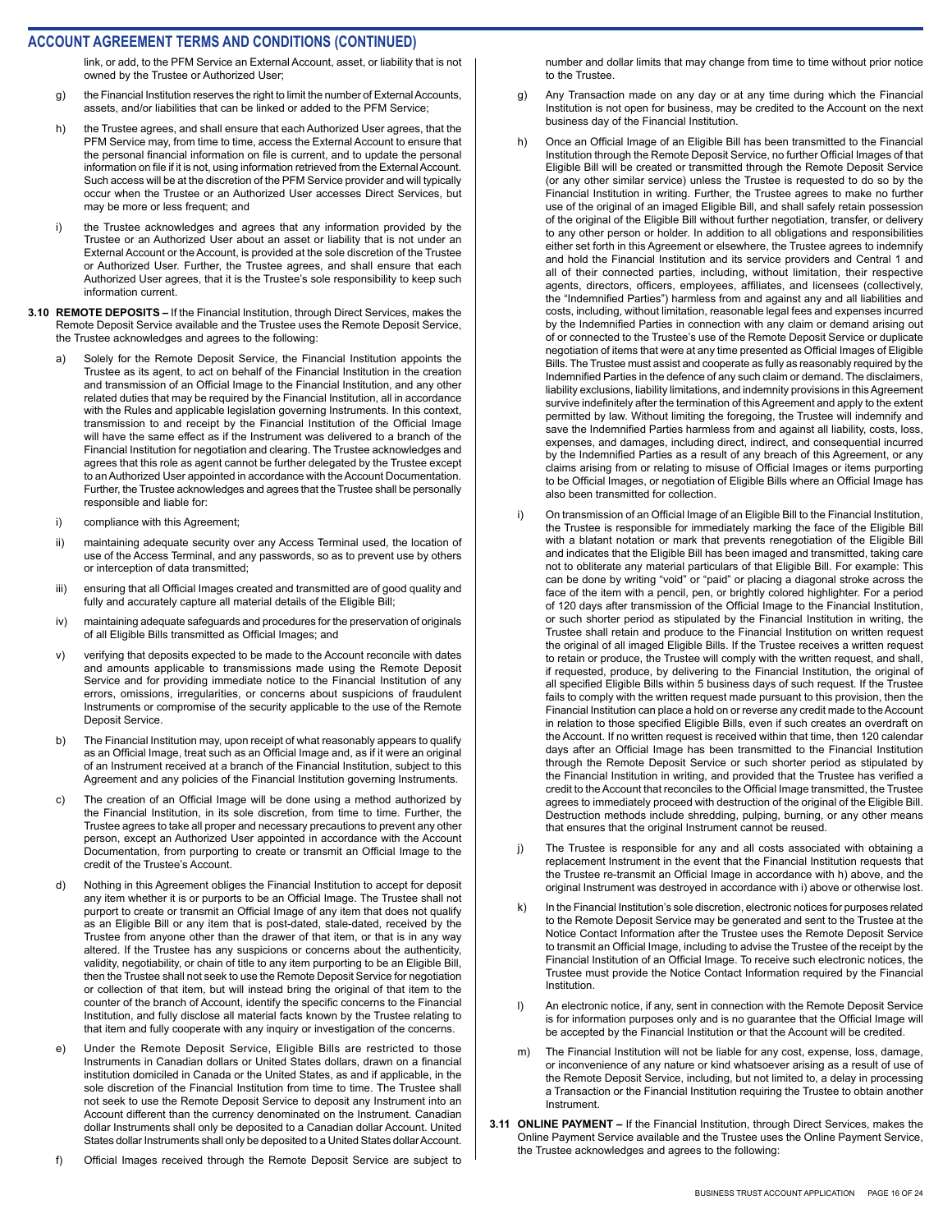## ACCOUNT AGREEMENT TERMS AND CONDITIONS (CONTINUED)

link, or add, to the PFM Service an External Account, asset, or liability that is not owned by the Trustee or Authorized User;

g) the Financial Institution reserves the right to limit the number of External Accounts, assets, and/or liabilities that can be linked or added to the PFM Service;

h) the Trustee agrees, and shall ensure that each Authorized User agrees, that the PFM Service may, from time to time, access the External Account to ensure that the personal financial information on file is current, and to update the personal information on file if it is not, using information retrieved from the External Account. Such access will be at the discretion of the PFM Service provider and will typically occur when the Trustee or an Authorized User accesses Direct Services, but may be more or less frequent; and

i) the Trustee acknowledges and agrees that any information provided by the Trustee or an Authorized User about an asset or liability that is not under an External Account or the Account, is provided at the sole discretion of the Trustee or Authorized User. Further, the Trustee agrees, and shall ensure that each Authorized User agrees, that it is the Trustee's sole responsibility to keep such information current.

**3.10 REMOTE DEPOSITS –** If the Financial Institution, through Direct Services, makes the Remote Deposit Service available and the Trustee uses the Remote Deposit Service, the Trustee acknowledges and agrees to the following:

a) Solely for the Remote Deposit Service, the Financial Institution appoints the Trustee as its agent, to act on behalf of the Financial Institution in the creation and transmission of an Official Image to the Financial Institution, and any other related duties that may be required by the Financial Institution, all in accordance with the Rules and applicable legislation governing Instruments. In this context, transmission to and receipt by the Financial Institution of the Official Image will have the same effect as if the Instrument was delivered to a branch of the Financial Institution for negotiation and clearing. The Trustee acknowledges and agrees that this role as agent cannot be further delegated by the Trustee except to an Authorized User appointed in accordance with the Account Documentation. Further, the Trustee acknowledges and agrees that the Trustee shall be personally responsible and liable for:

i) compliance with this Agreement;

ii) maintaining adequate security over any Access Terminal used, the location of use of the Access Terminal, and any passwords, so as to prevent use by others or interception of data transmitted;

iii) ensuring that all Official Images created and transmitted are of good quality and fully and accurately capture all material details of the Eligible Bill;

iv) maintaining adequate safeguards and procedures for the preservation of originals of all Eligible Bills transmitted as Official Images; and

v) verifying that deposits expected to be made to the Account reconcile with dates and amounts applicable to transmissions made using the Remote Deposit Service and for providing immediate notice to the Financial Institution of any errors, omissions, irregularities, or concerns about suspicions of fraudulent Instruments or compromise of the security applicable to the use of the Remote Deposit Service.

b) The Financial Institution may, upon receipt of what reasonably appears to qualify as an Official Image, treat such as an Official Image and, as if it were an original of an Instrument received at a branch of the Financial Institution, subject to this Agreement and any policies of the Financial Institution governing Instruments.

c) The creation of an Official Image will be done using a method authorized by the Financial Institution, in its sole discretion, from time to time. Further, the Trustee agrees to take all proper and necessary precautions to prevent any other person, except an Authorized User appointed in accordance with the Account Documentation, from purporting to create or transmit an Official Image to the credit of the Trustee's Account.

d) Nothing in this Agreement obliges the Financial Institution to accept for deposit any item whether it is or purports to be an Official Image. The Trustee shall not purport to create or transmit an Official Image of any item that does not qualify as an Eligible Bill or any item that is post-dated, stale-dated, received by the Trustee from anyone other than the drawer of that item, or that is in any way altered. If the Trustee has any suspicions or concerns about the authenticity, validity, negotiability, or chain of title to any item purporting to be an Eligible Bill, then the Trustee shall not seek to use the Remote Deposit Service for negotiation or collection of that item, but will instead bring the original of that item to the counter of the branch of Account, identify the specific concerns to the Financial Institution, and fully disclose all material facts known by the Trustee relating to that item and fully cooperate with any inquiry or investigation of the concerns.

e) Under the Remote Deposit Service, Eligible Bills are restricted to those Instruments in Canadian dollars or United States dollars, drawn on a financial institution domiciled in Canada or the United States, as and if applicable, in the sole discretion of the Financial Institution from time to time. The Trustee shall not seek to use the Remote Deposit Service to deposit any Instrument into an Account different than the currency denominated on the Instrument. Canadian dollar Instruments shall only be deposited to a Canadian dollar Account. United States dollar Instruments shall only be deposited to a United States dollar Account.

f) Official Images received through the Remote Deposit Service are subject to number and dollar limits that may change from time to time without prior notice to the Trustee.

g) Any Transaction made on any day or at any time during which the Financial Institution is not open for business, may be credited to the Account on the next business day of the Financial Institution.

h) Once an Official Image of an Eligible Bill has been transmitted to the Financial Institution through the Remote Deposit Service, no further Official Images of that Eligible Bill will be created or transmitted through the Remote Deposit Service (or any other similar service) unless the Trustee is requested to do so by the Financial Institution in writing. Further, the Trustee agrees to make no further use of the original of an imaged Eligible Bill, and shall safely retain possession of the original of the Eligible Bill without further negotiation, transfer, or delivery to any other person or holder. In addition to all obligations and responsibilities either set forth in this Agreement or elsewhere, the Trustee agrees to indemnify and hold the Financial Institution and its service providers and Central 1 and all of their connected parties, including, without limitation, their respective agents, directors, officers, employees, affiliates, and licensees (collectively, the "Indemnified Parties") harmless from and against any and all liabilities and costs, including, without limitation, reasonable legal fees and expenses incurred by the Indemnified Parties in connection with any claim or demand arising out of or connected to the Trustee's use of the Remote Deposit Service or duplicate negotiation of items that were at any time presented as Official Images of Eligible Bills. The Trustee must assist and cooperate as fully as reasonably required by the Indemnified Parties in the defence of any such claim or demand. The disclaimers, liability exclusions, liability limitations, and indemnity provisions in this Agreement survive indefinitely after the termination of this Agreement and apply to the extent permitted by law. Without limiting the foregoing, the Trustee will indemnify and save the Indemnified Parties harmless from and against all liability, costs, loss, expenses, and damages, including direct, indirect, and consequential incurred by the Indemnified Parties as a result of any breach of this Agreement, or any claims arising from or relating to misuse of Official Images or items purporting to be Official Images, or negotiation of Eligible Bills where an Official Image has also been transmitted for collection.

i) On transmission of an Official Image of an Eligible Bill to the Financial Institution, the Trustee is responsible for immediately marking the face of the Eligible Bill with a blatant notation or mark that prevents renegotiation of the Eligible Bill and indicates that the Eligible Bill has been imaged and transmitted, taking care not to obliterate any material particulars of that Eligible Bill. For example: This can be done by writing "void" or "paid" or placing a diagonal stroke across the face of the item with a pencil, pen, or brightly colored highlighter. For a period of 120 days after transmission of the Official Image to the Financial Institution, or such shorter period as stipulated by the Financial Institution in writing, the Trustee shall retain and produce to the Financial Institution on written request the original of all imaged Eligible Bills. If the Trustee receives a written request to retain or produce, the Trustee will comply with the written request, and shall, if requested, produce, by delivering to the Financial Institution, the original of all specified Eligible Bills within 5 business days of such request. If the Trustee fails to comply with the written request made pursuant to this provision, then the Financial Institution can place a hold on or reverse any credit made to the Account in relation to those specified Eligible Bills, even if such creates an overdraft on the Account. If no written request is received within that time, then 120 calendar days after an Official Image has been transmitted to the Financial Institution through the Remote Deposit Service or such shorter period as stipulated by the Financial Institution in writing, and provided that the Trustee has verified a credit to the Account that reconciles to the Official Image transmitted, the Trustee agrees to immediately proceed with destruction of the original of the Eligible Bill. Destruction methods include shredding, pulping, burning, or any other means that ensures that the original Instrument cannot be reused.

j) The Trustee is responsible for any and all costs associated with obtaining a replacement Instrument in the event that the Financial Institution requests that the Trustee re-transmit an Official Image in accordance with h) above, and the original Instrument was destroyed in accordance with i) above or otherwise lost.

k) In the Financial Institution's sole discretion, electronic notices for purposes related to the Remote Deposit Service may be generated and sent to the Trustee at the Notice Contact Information after the Trustee uses the Remote Deposit Service to transmit an Official Image, including to advise the Trustee of the receipt by the Financial Institution of an Official Image. To receive such electronic notices, the Trustee must provide the Notice Contact Information required by the Financial Institution.

l) An electronic notice, if any, sent in connection with the Remote Deposit Service is for information purposes only and is no guarantee that the Official Image will be accepted by the Financial Institution or that the Account will be credited.

m) The Financial Institution will not be liable for any cost, expense, loss, damage, or inconvenience of any nature or kind whatsoever arising as a result of use of the Remote Deposit Service, including, but not limited to, a delay in processing a Transaction or the Financial Institution requiring the Trustee to obtain another Instrument.

**3.11 ONLINE PAYMENT –** If the Financial Institution, through Direct Services, makes the Online Payment Service available and the Trustee uses the Online Payment Service, the Trustee acknowledges and agrees to the following: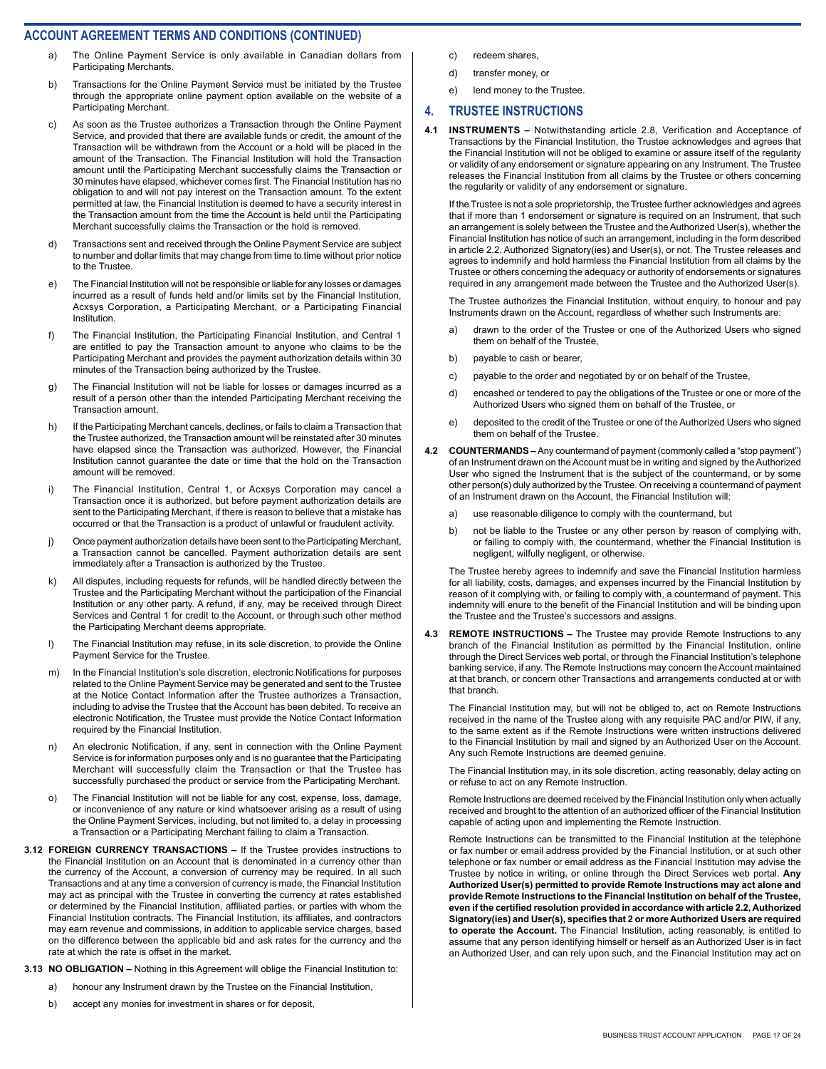## ACCOUNT AGREEMENT TERMS AND CONDITIONS (CONTINUED)

a) The Online Payment Service is only available in Canadian dollars from Participating Merchants.

b) Transactions for the Online Payment Service must be initiated by the Trustee through the appropriate online payment option available on the website of a Participating Merchant.

c) As soon as the Trustee authorizes a Transaction through the Online Payment Service, and provided that there are available funds or credit, the amount of the Transaction will be withdrawn from the Account or a hold will be placed in the amount of the Transaction. The Financial Institution will hold the Transaction amount until the Participating Merchant successfully claims the Transaction or 30 minutes have elapsed, whichever comes first. The Financial Institution has no obligation to and will not pay interest on the Transaction amount. To the extent permitted at law, the Financial Institution is deemed to have a security interest in the Transaction amount from the time the Account is held until the Participating Merchant successfully claims the Transaction or the hold is removed.

d) Transactions sent and received through the Online Payment Service are subject to number and dollar limits that may change from time to time without prior notice to the Trustee.

e) The Financial Institution will not be responsible or liable for any losses or damages incurred as a result of funds held and/or limits set by the Financial Institution, Acxsys Corporation, a Participating Merchant, or a Participating Financial Institution.

f) The Financial Institution, the Participating Financial Institution, and Central 1 are entitled to pay the Transaction amount to anyone who claims to be the Participating Merchant and provides the payment authorization details within 30 minutes of the Transaction being authorized by the Trustee.

g) The Financial Institution will not be liable for losses or damages incurred as a result of a person other than the intended Participating Merchant receiving the Transaction amount.

h) If the Participating Merchant cancels, declines, or fails to claim a Transaction that the Trustee authorized, the Transaction amount will be reinstated after 30 minutes have elapsed since the Transaction was authorized. However, the Financial Institution cannot guarantee the date or time that the hold on the Transaction amount will be removed.

i) The Financial Institution, Central 1, or Acxsys Corporation may cancel a Transaction once it is authorized, but before payment authorization details are sent to the Participating Merchant, if there is reason to believe that a mistake has occurred or that the Transaction is a product of unlawful or fraudulent activity.

j) Once payment authorization details have been sent to the Participating Merchant, a Transaction cannot be cancelled. Payment authorization details are sent immediately after a Transaction is authorized by the Trustee.

k) All disputes, including requests for refunds, will be handled directly between the Trustee and the Participating Merchant without the participation of the Financial Institution or any other party. A refund, if any, may be received through Direct Services and Central 1 for credit to the Account, or through such other method the Participating Merchant deems appropriate.

l) The Financial Institution may refuse, in its sole discretion, to provide the Online Payment Service for the Trustee.

m) In the Financial Institution's sole discretion, electronic Notifications for purposes related to the Online Payment Service may be generated and sent to the Trustee at the Notice Contact Information after the Trustee authorizes a Transaction, including to advise the Trustee that the Account has been debited. To receive an electronic Notification, the Trustee must provide the Notice Contact Information required by the Financial Institution.

n) An electronic Notification, if any, sent in connection with the Online Payment Service is for information purposes only and is no guarantee that the Participating Merchant will successfully claim the Transaction or that the Trustee has successfully purchased the product or service from the Participating Merchant.

o) The Financial Institution will not be liable for any cost, expense, loss, damage, or inconvenience of any nature or kind whatsoever arising as a result of using the Online Payment Services, including, but not limited to, a delay in processing a Transaction or a Participating Merchant failing to claim a Transaction.

**3.12 FOREIGN CURRENCY TRANSACTIONS –** If the Trustee provides instructions to the Financial Institution on an Account that is denominated in a currency other than the currency of the Account, a conversion of currency may be required. In all such Transactions and at any time a conversion of currency is made, the Financial Institution may act as principal with the Trustee in converting the currency at rates established or determined by the Financial Institution, affiliated parties, or parties with whom the Financial Institution contracts. The Financial Institution, its affiliates, and contractors may earn revenue and commissions, in addition to applicable service charges, based on the difference between the applicable bid and ask rates for the currency and the rate at which the rate is offset in the market.

**3.13 NO OBLIGATION –** Nothing in this Agreement will oblige the Financial Institution to:

a) honour any Instrument drawn by the Trustee on the Financial Institution,

b) accept any monies for investment in shares or for deposit,

c) redeem shares,

d) transfer money, or

e) lend money to the Trustee.

## 4. TRUSTEE INSTRUCTIONS

**4.1 INSTRUMENTS –** Notwithstanding article 2.8, Verification and Acceptance of Transactions by the Financial Institution, the Trustee acknowledges and agrees that the Financial Institution will not be obliged to examine or assure itself of the regularity or validity of any endorsement or signature appearing on any Instrument. The Trustee releases the Financial Institution from all claims by the Trustee or others concerning the regularity or validity of any endorsement or signature.

If the Trustee is not a sole proprietorship, the Trustee further acknowledges and agrees that if more than 1 endorsement or signature is required on an Instrument, that such an arrangement is solely between the Trustee and the Authorized User(s), whether the Financial Institution has notice of such an arrangement, including in the form described in article 2.2, Authorized Signatory(ies) and User(s), or not. The Trustee releases and agrees to indemnify and hold harmless the Financial Institution from all claims by the Trustee or others concerning the adequacy or authority of endorsements or signatures required in any arrangement made between the Trustee and the Authorized User(s).

The Trustee authorizes the Financial Institution, without enquiry, to honour and pay Instruments drawn on the Account, regardless of whether such Instruments are:

a) drawn to the order of the Trustee or one of the Authorized Users who signed them on behalf of the Trustee,

b) payable to cash or bearer,

c) payable to the order and negotiated by or on behalf of the Trustee,

d) encashed or tendered to pay the obligations of the Trustee or one or more of the Authorized Users who signed them on behalf of the Trustee, or

e) deposited to the credit of the Trustee or one of the Authorized Users who signed them on behalf of the Trustee.

**4.2 COUNTERMANDS –** Any countermand of payment (commonly called a "stop payment") of an Instrument drawn on the Account must be in writing and signed by the Authorized User who signed the Instrument that is the subject of the countermand, or by some other person(s) duly authorized by the Trustee. On receiving a countermand of payment of an Instrument drawn on the Account, the Financial Institution will:

a) use reasonable diligence to comply with the countermand, but

b) not be liable to the Trustee or any other person by reason of complying with, or failing to comply with, the countermand, whether the Financial Institution is negligent, wilfully negligent, or otherwise.

The Trustee hereby agrees to indemnify and save the Financial Institution harmless for all liability, costs, damages, and expenses incurred by the Financial Institution by reason of it complying with, or failing to comply with, a countermand of payment. This indemnity will enure to the benefit of the Financial Institution and will be binding upon the Trustee and the Trustee's successors and assigns.

**4.3 REMOTE INSTRUCTIONS –** The Trustee may provide Remote Instructions to any branch of the Financial Institution as permitted by the Financial Institution, online through the Direct Services web portal, or through the Financial Institution's telephone banking service, if any. The Remote Instructions may concern the Account maintained at that branch, or concern other Transactions and arrangements conducted at or with that branch.

The Financial Institution may, but will not be obliged to, act on Remote Instructions received in the name of the Trustee along with any requisite PAC and/or PIW, if any, to the same extent as if the Remote Instructions were written instructions delivered to the Financial Institution by mail and signed by an Authorized User on the Account. Any such Remote Instructions are deemed genuine.

The Financial Institution may, in its sole discretion, acting reasonably, delay acting on or refuse to act on any Remote Instruction.

Remote Instructions are deemed received by the Financial Institution only when actually received and brought to the attention of an authorized officer of the Financial Institution capable of acting upon and implementing the Remote Instruction.

Remote Instructions can be transmitted to the Financial Institution at the telephone or fax number or email address provided by the Financial Institution, or at such other telephone or fax number or email address as the Financial Institution may advise the Trustee by notice in writing, or online through the Direct Services web portal. **Any Authorized User(s) permitted to provide Remote Instructions may act alone and provide Remote Instructions to the Financial Institution on behalf of the Trustee, even if the certified resolution provided in accordance with article 2.2, Authorized Signatory(ies) and User(s), specifies that 2 or more Authorized Users are required to operate the Account.** The Financial Institution, acting reasonably, is entitled to assume that any person identifying himself or herself as an Authorized User is in fact an Authorized User, and can rely upon such, and the Financial Institution may act on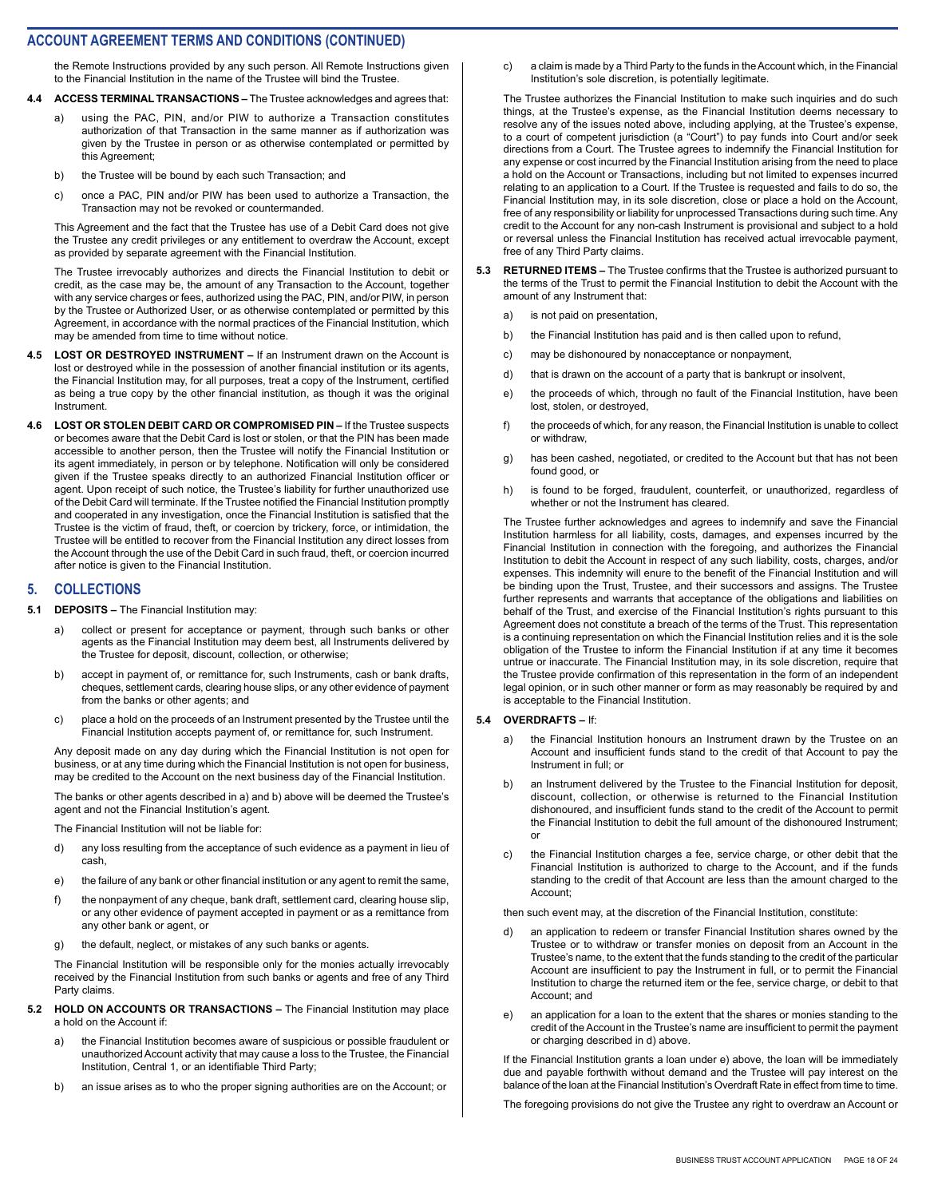## ACCOUNT AGREEMENT TERMS AND CONDITIONS (CONTINUED)

the Remote Instructions provided by any such person. All Remote Instructions given to the Financial Institution in the name of the Trustee will bind the Trustee.

**4.4 ACCESS TERMINAL TRANSACTIONS –** The Trustee acknowledges and agrees that:

a) using the PAC, PIN, and/or PIW to authorize a Transaction constitutes authorization of that Transaction in the same manner as if authorization was given by the Trustee in person or as otherwise contemplated or permitted by this Agreement;

b) the Trustee will be bound by each such Transaction; and

c) once a PAC, PIN and/or PIW has been used to authorize a Transaction, the Transaction may not be revoked or countermanded.

This Agreement and the fact that the Trustee has use of a Debit Card does not give the Trustee any credit privileges or any entitlement to overdraw the Account, except as provided by separate agreement with the Financial Institution.

The Trustee irrevocably authorizes and directs the Financial Institution to debit or credit, as the case may be, the amount of any Transaction to the Account, together with any service charges or fees, authorized using the PAC, PIN, and/or PIW, in person by the Trustee or Authorized User, or as otherwise contemplated or permitted by this Agreement, in accordance with the normal practices of the Financial Institution, which may be amended from time to time without notice.

**4.5 LOST OR DESTROYED INSTRUMENT –** If an Instrument drawn on the Account is lost or destroyed while in the possession of another financial institution or its agents, the Financial Institution may, for all purposes, treat a copy of the Instrument, certified as being a true copy by the other financial institution, as though it was the original Instrument.

**4.6 LOST OR STOLEN DEBIT CARD OR COMPROMISED PIN –** If the Trustee suspects or becomes aware that the Debit Card is lost or stolen, or that the PIN has been made accessible to another person, then the Trustee will notify the Financial Institution or its agent immediately, in person or by telephone. Notification will only be considered given if the Trustee speaks directly to an authorized Financial Institution officer or agent. Upon receipt of such notice, the Trustee's liability for further unauthorized use of the Debit Card will terminate. If the Trustee notified the Financial Institution promptly and cooperated in any investigation, once the Financial Institution is satisfied that the Trustee is the victim of fraud, theft, or coercion by trickery, force, or intimidation, the Trustee will be entitled to recover from the Financial Institution any direct losses from the Account through the use of the Debit Card in such fraud, theft, or coercion incurred after notice is given to the Financial Institution.

## 5. COLLECTIONS

**5.1 DEPOSITS –** The Financial Institution may:

a) collect or present for acceptance or payment, through such banks or other agents as the Financial Institution may deem best, all Instruments delivered by the Trustee for deposit, discount, collection, or otherwise;

b) accept in payment of, or remittance for, such Instruments, cash or bank drafts, cheques, settlement cards, clearing house slips, or any other evidence of payment from the banks or other agents; and

c) place a hold on the proceeds of an Instrument presented by the Trustee until the Financial Institution accepts payment of, or remittance for, such Instrument.

Any deposit made on any day during which the Financial Institution is not open for business, or at any time during which the Financial Institution is not open for business, may be credited to the Account on the next business day of the Financial Institution.

The banks or other agents described in a) and b) above will be deemed the Trustee's agent and not the Financial Institution's agent.

The Financial Institution will not be liable for:

d) any loss resulting from the acceptance of such evidence as a payment in lieu of cash,

e) the failure of any bank or other financial institution or any agent to remit the same,

f) the nonpayment of any cheque, bank draft, settlement card, clearing house slip, or any other evidence of payment accepted in payment or as a remittance from any other bank or agent, or

g) the default, neglect, or mistakes of any such banks or agents.

The Financial Institution will be responsible only for the monies actually irrevocably received by the Financial Institution from such banks or agents and free of any Third Party claims.

**5.2 HOLD ON ACCOUNTS OR TRANSACTIONS –** The Financial Institution may place a hold on the Account if:

a) the Financial Institution becomes aware of suspicious or possible fraudulent or unauthorized Account activity that may cause a loss to the Trustee, the Financial Institution, Central 1, or an identifiable Third Party;

b) an issue arises as to who the proper signing authorities are on the Account; or

c) a claim is made by a Third Party to the funds in the Account which, in the Financial Institution's sole discretion, is potentially legitimate.

The Trustee authorizes the Financial Institution to make such inquiries and do such things, at the Trustee's expense, as the Financial Institution deems necessary to resolve any of the issues noted above, including applying, at the Trustee's expense, to a court of competent jurisdiction (a "Court") to pay funds into Court and/or seek directions from a Court. The Trustee agrees to indemnify the Financial Institution for any expense or cost incurred by the Financial Institution arising from the need to place a hold on the Account or Transactions, including but not limited to expenses incurred relating to an application to a Court. If the Trustee is requested and fails to do so, the Financial Institution may, in its sole discretion, close or place a hold on the Account, free of any responsibility or liability for unprocessed Transactions during such time. Any credit to the Account for any non-cash Instrument is provisional and subject to a hold or reversal unless the Financial Institution has received actual irrevocable payment, free of any Third Party claims.

**5.3 RETURNED ITEMS –** The Trustee confirms that the Trustee is authorized pursuant to the terms of the Trust to permit the Financial Institution to debit the Account with the amount of any Instrument that:

a) is not paid on presentation,

b) the Financial Institution has paid and is then called upon to refund,

c) may be dishonoured by nonacceptance or nonpayment,

d) that is drawn on the account of a party that is bankrupt or insolvent,

e) the proceeds of which, through no fault of the Financial Institution, have been lost, stolen, or destroyed,

f) the proceeds of which, for any reason, the Financial Institution is unable to collect or withdraw,

g) has been cashed, negotiated, or credited to the Account but that has not been found good, or

h) is found to be forged, fraudulent, counterfeit, or unauthorized, regardless of whether or not the Instrument has cleared.

The Trustee further acknowledges and agrees to indemnify and save the Financial Institution harmless for all liability, costs, damages, and expenses incurred by the Financial Institution in connection with the foregoing, and authorizes the Financial Institution to debit the Account in respect of any such liability, costs, charges, and/or expenses. This indemnity will enure to the benefit of the Financial Institution and will be binding upon the Trust, Trustee, and their successors and assigns. The Trustee further represents and warrants that acceptance of the obligations and liabilities on behalf of the Trust, and exercise of the Financial Institution's rights pursuant to this Agreement does not constitute a breach of the terms of the Trust. This representation is a continuing representation on which the Financial Institution relies and it is the sole obligation of the Trustee to inform the Financial Institution if at any time it becomes untrue or inaccurate. The Financial Institution may, in its sole discretion, require that the Trustee provide confirmation of this representation in the form of an independent legal opinion, or in such other manner or form as may reasonably be required by and is acceptable to the Financial Institution.

**5.4 OVERDRAFTS –** If:

a) the Financial Institution honours an Instrument drawn by the Trustee on an Account and insufficient funds stand to the credit of that Account to pay the Instrument in full; or

b) an Instrument delivered by the Trustee to the Financial Institution for deposit, discount, collection, or otherwise is returned to the Financial Institution dishonoured, and insufficient funds stand to the credit of the Account to permit the Financial Institution to debit the full amount of the dishonoured Instrument; or

c) the Financial Institution charges a fee, service charge, or other debit that the Financial Institution is authorized to charge to the Account, and if the funds standing to the credit of that Account are less than the amount charged to the Account;

then such event may, at the discretion of the Financial Institution, constitute:

d) an application to redeem or transfer Financial Institution shares owned by the Trustee or to withdraw or transfer monies on deposit from an Account in the Trustee's name, to the extent that the funds standing to the credit of the particular Account are insufficient to pay the Instrument in full, or to permit the Financial Institution to charge the returned item or the fee, service charge, or debit to that Account; and

e) an application for a loan to the extent that the shares or monies standing to the credit of the Account in the Trustee's name are insufficient to permit the payment or charging described in d) above.

If the Financial Institution grants a loan under e) above, the loan will be immediately due and payable forthwith without demand and the Trustee will pay interest on the balance of the loan at the Financial Institution's Overdraft Rate in effect from time to time.

The foregoing provisions do not give the Trustee any right to overdraw an Account or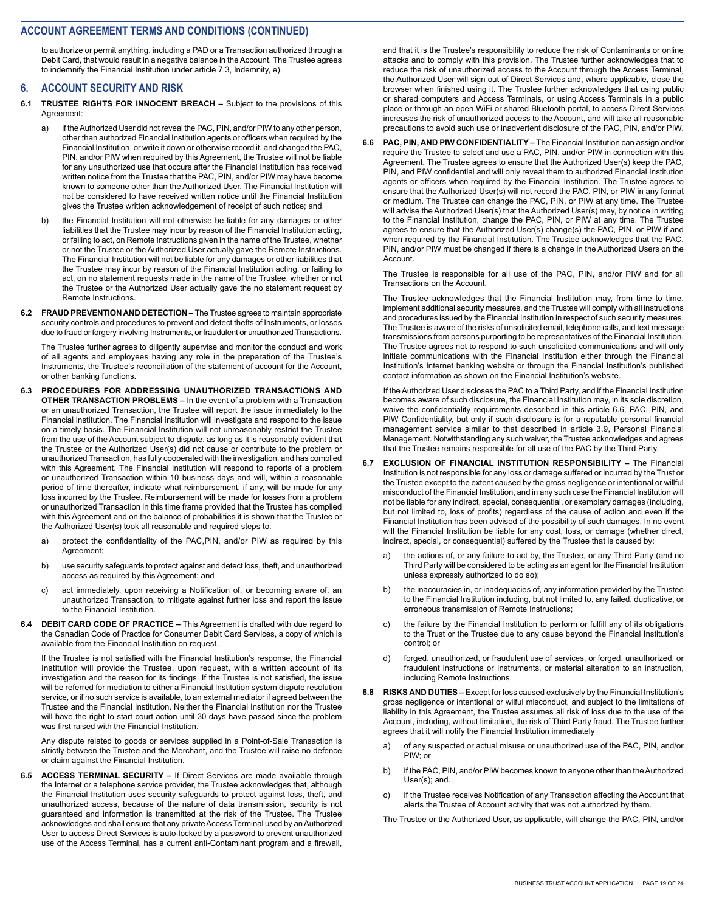## ACCOUNT AGREEMENT TERMS AND CONDITIONS (CONTINUED)

to authorize or permit anything, including a PAD or a Transaction authorized through a Debit Card, that would result in a negative balance in the Account. The Trustee agrees to indemnify the Financial Institution under article 7.3, Indemnity, e).

## 6. ACCOUNT SECURITY AND RISK

**6.1 TRUSTEE RIGHTS FOR INNOCENT BREACH –** Subject to the provisions of this Agreement:

a) if the Authorized User did not reveal the PAC, PIN, and/or PIW to any other person, other than authorized Financial Institution agents or officers when required by the Financial Institution, or write it down or otherwise record it, and changed the PAC, PIN, and/or PIW when required by this Agreement, the Trustee will not be liable for any unauthorized use that occurs after the Financial Institution has received written notice from the Trustee that the PAC, PIN, and/or PIW may have become known to someone other than the Authorized User. The Financial Institution will not be considered to have received written notice until the Financial Institution gives the Trustee written acknowledgement of receipt of such notice; and

b) the Financial Institution will not otherwise be liable for any damages or other liabilities that the Trustee may incur by reason of the Financial Institution acting, or failing to act, on Remote Instructions given in the name of the Trustee, whether or not the Trustee or the Authorized User actually gave the Remote Instructions. The Financial Institution will not be liable for any damages or other liabilities that the Trustee may incur by reason of the Financial Institution acting, or failing to act, on no statement requests made in the name of the Trustee, whether or not the Trustee or the Authorized User actually gave the no statement request by Remote Instructions.

**6.2 FRAUD PREVENTION AND DETECTION –** The Trustee agrees to maintain appropriate security controls and procedures to prevent and detect thefts of Instruments, or losses due to fraud or forgery involving Instruments, or fraudulent or unauthorized Transactions.

The Trustee further agrees to diligently supervise and monitor the conduct and work of all agents and employees having any role in the preparation of the Trustee's Instruments, the Trustee's reconciliation of the statement of account for the Account, or other banking functions.

**6.3 PROCEDURES FOR ADDRESSING UNAUTHORIZED TRANSACTIONS AND OTHER TRANSACTION PROBLEMS –** In the event of a problem with a Transaction or an unauthorized Transaction, the Trustee will report the issue immediately to the Financial Institution. The Financial Institution will investigate and respond to the issue on a timely basis. The Financial Institution will not unreasonably restrict the Trustee from the use of the Account subject to dispute, as long as it is reasonably evident that the Trustee or the Authorized User(s) did not cause or contribute to the problem or unauthorized Transaction, has fully cooperated with the investigation, and has complied with this Agreement. The Financial Institution will respond to reports of a problem or unauthorized Transaction within 10 business days and will, within a reasonable period of time thereafter, indicate what reimbursement, if any, will be made for any loss incurred by the Trustee. Reimbursement will be made for losses from a problem or unauthorized Transaction in this time frame provided that the Trustee has complied with this Agreement and on the balance of probabilities it is shown that the Trustee or the Authorized User(s) took all reasonable and required steps to:

a) protect the confidentiality of the PAC,PIN, and/or PIW as required by this Agreement;

b) use security safeguards to protect against and detect loss, theft, and unauthorized access as required by this Agreement; and

c) act immediately, upon receiving a Notification of, or becoming aware of, an unauthorized Transaction, to mitigate against further loss and report the issue to the Financial Institution.

**6.4 DEBIT CARD CODE OF PRACTICE –** This Agreement is drafted with due regard to the Canadian Code of Practice for Consumer Debit Card Services, a copy of which is available from the Financial Institution on request.

If the Trustee is not satisfied with the Financial Institution's response, the Financial Institution will provide the Trustee, upon request, with a written account of its investigation and the reason for its findings. If the Trustee is not satisfied, the issue will be referred for mediation to either a Financial Institution system dispute resolution service, or if no such service is available, to an external mediator if agreed between the Trustee and the Financial Institution. Neither the Financial Institution nor the Trustee will have the right to start court action until 30 days have passed since the problem was first raised with the Financial Institution.

Any dispute related to goods or services supplied in a Point-of-Sale Transaction is strictly between the Trustee and the Merchant, and the Trustee will raise no defence or claim against the Financial Institution.

**6.5 ACCESS TERMINAL SECURITY –** If Direct Services are made available through the Internet or a telephone service provider, the Trustee acknowledges that, although the Financial Institution uses security safeguards to protect against loss, theft, and unauthorized access, because of the nature of data transmission, security is not guaranteed and information is transmitted at the risk of the Trustee. The Trustee acknowledges and shall ensure that any private Access Terminal used by an Authorized User to access Direct Services is auto-locked by a password to prevent unauthorized use of the Access Terminal, has a current anti-Contaminant program and a firewall, and that it is the Trustee's responsibility to reduce the risk of Contaminants or online attacks and to comply with this provision. The Trustee further acknowledges that to reduce the risk of unauthorized access to the Account through the Access Terminal, the Authorized User will sign out of Direct Services and, where applicable, close the browser when finished using it. The Trustee further acknowledges that using public or shared computers and Access Terminals, or using Access Terminals in a public place or through an open WiFi or shared Bluetooth portal, to access Direct Services increases the risk of unauthorized access to the Account, and will take all reasonable precautions to avoid such use or inadvertent disclosure of the PAC, PIN, and/or PIW.

**6.6 PAC, PIN, AND PIW CONFIDENTIALITY –** The Financial Institution can assign and/or require the Trustee to select and use a PAC, PIN, and/or PIW in connection with this Agreement. The Trustee agrees to ensure that the Authorized User(s) keep the PAC, PIN, and PIW confidential and will only reveal them to authorized Financial Institution agents or officers when required by the Financial Institution. The Trustee agrees to ensure that the Authorized User(s) will not record the PAC, PIN, or PIW in any format or medium. The Trustee can change the PAC, PIN, or PIW at any time. The Trustee will advise the Authorized User(s) that the Authorized User(s) may, by notice in writing to the Financial Institution, change the PAC, PIN, or PIW at any time. The Trustee agrees to ensure that the Authorized User(s) change(s) the PAC, PIN, or PIW if and when required by the Financial Institution. The Trustee acknowledges that the PAC, PIN, and/or PIW must be changed if there is a change in the Authorized Users on the Account.

The Trustee is responsible for all use of the PAC, PIN, and/or PIW and for all Transactions on the Account.

The Trustee acknowledges that the Financial Institution may, from time to time, implement additional security measures, and the Trustee will comply with all instructions and procedures issued by the Financial Institution in respect of such security measures. The Trustee is aware of the risks of unsolicited email, telephone calls, and text message transmissions from persons purporting to be representatives of the Financial Institution. The Trustee agrees not to respond to such unsolicited communications and will only initiate communications with the Financial Institution either through the Financial Institution's Internet banking website or through the Financial Institution's published contact information as shown on the Financial Institution's website.

If the Authorized User discloses the PAC to a Third Party, and if the Financial Institution becomes aware of such disclosure, the Financial Institution may, in its sole discretion, waive the confidentiality requirements described in this article 6.6, PAC, PIN, and PIW Confidentiality, but only if such disclosure is for a reputable personal financial management service similar to that described in article 3.9, Personal Financial Management. Notwithstanding any such waiver, the Trustee acknowledges and agrees that the Trustee remains responsible for all use of the PAC by the Third Party.

**6.7 EXCLUSION OF FINANCIAL INSTITUTION RESPONSIBILITY –** The Financial Institution is not responsible for any loss or damage suffered or incurred by the Trust or the Trustee except to the extent caused by the gross negligence or intentional or willful misconduct of the Financial Institution, and in any such case the Financial Institution will not be liable for any indirect, special, consequential, or exemplary damages (including, but not limited to, loss of profits) regardless of the cause of action and even if the Financial Institution has been advised of the possibility of such damages. In no event will the Financial Institution be liable for any cost, loss, or damage (whether direct, indirect, special, or consequential) suffered by the Trustee that is caused by:

a) the actions of, or any failure to act by, the Trustee, or any Third Party (and no Third Party will be considered to be acting as an agent for the Financial Institution unless expressly authorized to do so);

b) the inaccuracies in, or inadequacies of, any information provided by the Trustee to the Financial Institution including, but not limited to, any failed, duplicative, or erroneous transmission of Remote Instructions;

c) the failure by the Financial Institution to perform or fulfill any of its obligations to the Trust or the Trustee due to any cause beyond the Financial Institution's control; or

d) forged, unauthorized, or fraudulent use of services, or forged, unauthorized, or fraudulent instructions or Instruments, or material alteration to an instruction, including Remote Instructions.

**6.8 RISKS AND DUTIES –** Except for loss caused exclusively by the Financial Institution's gross negligence or intentional or wilful misconduct, and subject to the limitations of liability in this Agreement, the Trustee assumes all risk of loss due to the use of the Account, including, without limitation, the risk of Third Party fraud. The Trustee further agrees that it will notify the Financial Institution immediately

a) of any suspected or actual misuse or unauthorized use of the PAC, PIN, and/or PIW; or

b) if the PAC, PIN, and/or PIW becomes known to anyone other than the Authorized User(s); and.

c) if the Trustee receives Notification of any Transaction affecting the Account that alerts the Trustee of Account activity that was not authorized by them.

The Trustee or the Authorized User, as applicable, will change the PAC, PIN, and/or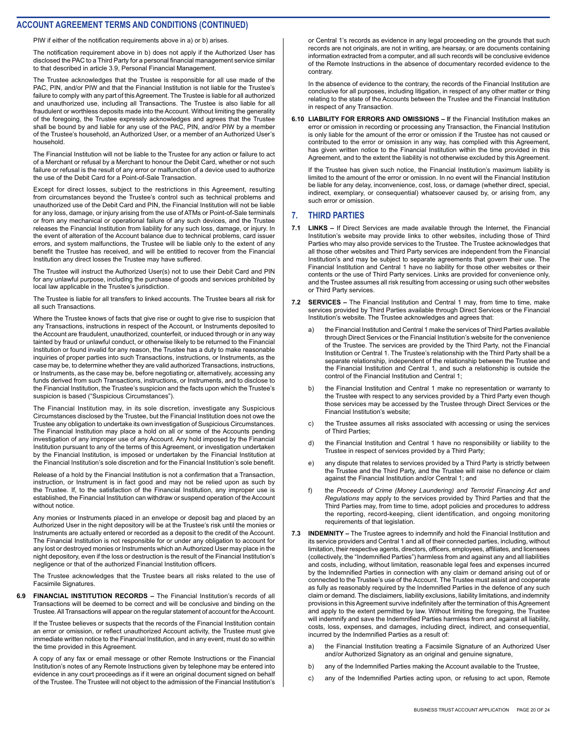PIW if either of the notification requirements above in a) or b) arises.

The notification requirement above in b) does not apply if the Authorized User has disclosed the PAC to a Third Party for a personal financial management service similar to that described in article 3.9, Personal Financial Management.

The Trustee acknowledges that the Trustee is responsible for all use made of the PAC, PIN, and/or PIW and that the Financial Institution is not liable for the Trustee's failure to comply with any part of this Agreement. The Trustee is liable for all authorized and unauthorized use, including all Transactions. The Trustee is also liable for all fraudulent or worthless deposits made into the Account. Without limiting the generality of the foregoing, the Trustee expressly acknowledges and agrees that the Trustee shall be bound by and liable for any use of the PAC, PIN, and/or PIW by a member of the Trustee's household, an Authorized User, or a member of an Authorized User's household.

The Financial Institution will not be liable to the Trustee for any action or failure to act of a Merchant or refusal by a Merchant to honour the Debit Card, whether or not such failure or refusal is the result of any error or malfunction of a device used to authorize the use of the Debit Card for a Point-of-Sale Transaction.

Except for direct losses, subject to the restrictions in this Agreement, resulting from circumstances beyond the Trustee's control such as technical problems and unauthorized use of the Debit Card and PIN, the Financial Institution will not be liable for any loss, damage, or injury arising from the use of ATMs or Point-of-Sale terminals or from any mechanical or operational failure of any such devices, and the Trustee releases the Financial Institution from liability for any such loss, damage, or injury. In the event of alteration of the Account balance due to technical problems, card issuer errors, and system malfunctions, the Trustee will be liable only to the extent of any benefit the Trustee has received, and will be entitled to recover from the Financial Institution any direct losses the Trustee may have suffered.

The Trustee will instruct the Authorized User(s) not to use their Debit Card and PIN for any unlawful purpose, including the purchase of goods and services prohibited by local law applicable in the Trustee's jurisdiction.

The Trustee is liable for all transfers to linked accounts. The Trustee bears all risk for all such Transactions.

Where the Trustee knows of facts that give rise or ought to give rise to suspicion that any Transactions, instructions in respect of the Account, or Instruments deposited to the Account are fraudulent, unauthorized, counterfeit, or induced through or in any way tainted by fraud or unlawful conduct, or otherwise likely to be returned to the Financial Institution or found invalid for any reason, the Trustee has a duty to make reasonable inquiries of proper parties into such Transactions, instructions, or Instruments, as the case may be, to determine whether they are valid authorized Transactions, instructions, or Instruments, as the case may be, before negotiating or, alternatively, accessing any funds derived from such Transactions, instructions, or Instruments, and to disclose to the Financial Institution, the Trustee's suspicion and the facts upon which the Trustee's suspicion is based ("Suspicious Circumstances").

The Financial Institution may, in its sole discretion, investigate any Suspicious Circumstances disclosed by the Trustee, but the Financial Institution does not owe the Trustee any obligation to undertake its own investigation of Suspicious Circumstances. The Financial Institution may place a hold on all or some of the Accounts pending investigation of any improper use of any Account. Any hold imposed by the Financial Institution pursuant to any of the terms of this Agreement, or investigation undertaken by the Financial Institution, is imposed or undertaken by the Financial Institution at the Financial Institution's sole discretion and for the Financial Institution's sole benefit.

Release of a hold by the Financial Institution is not a confirmation that a Transaction, instruction, or Instrument is in fact good and may not be relied upon as such by the Trustee. If, to the satisfaction of the Financial Institution, any improper use is established, the Financial Institution can withdraw or suspend operation of the Account without notice.

Any monies or Instruments placed in an envelope or deposit bag and placed by an Authorized User in the night depository will be at the Trustee's risk until the monies or Instruments are actually entered or recorded as a deposit to the credit of the Account. The Financial Institution is not responsible for or under any obligation to account for any lost or destroyed monies or Instruments which an Authorized User may place in the night depository, even if the loss or destruction is the result of the Financial Institution's negligence or that of the authorized Financial Institution officers.

The Trustee acknowledges that the Trustee bears all risks related to the use of Facsimile Signatures.

**6.9 FINANCIAL INSTITUTION RECORDS –** The Financial Institution's records of all Transactions will be deemed to be correct and will be conclusive and binding on the Trustee. All Transactions will appear on the regular statement of account for the Account.

If the Trustee believes or suspects that the records of the Financial Institution contain an error or omission, or reflect unauthorized Account activity, the Trustee must give immediate written notice to the Financial Institution, and in any event, must do so within the time provided in this Agreement.

A copy of any fax or email message or other Remote Instructions or the Financial Institution's notes of any Remote Instructions given by telephone may be entered into evidence in any court proceedings as if it were an original document signed on behalf of the Trustee. The Trustee will not object to the admission of the Financial Institution's or Central 1's records as evidence in any legal proceeding on the grounds that such records are not originals, are not in writing, are hearsay, or are documents containing information extracted from a computer, and all such records will be conclusive evidence of the Remote Instructions in the absence of documentary recorded evidence to the contrary.

In the absence of evidence to the contrary, the records of the Financial Institution are conclusive for all purposes, including litigation, in respect of any other matter or thing relating to the state of the Accounts between the Trustee and the Financial Institution in respect of any Transaction.

**6.10 LIABILITY FOR ERRORS AND OMISSIONS –** If the Financial Institution makes an error or omission in recording or processing any Transaction, the Financial Institution is only liable for the amount of the error or omission if the Trustee has not caused or contributed to the error or omission in any way, has complied with this Agreement, has given written notice to the Financial Institution within the time provided in this Agreement, and to the extent the liability is not otherwise excluded by this Agreement.

If the Trustee has given such notice, the Financial Institution's maximum liability is limited to the amount of the error or omission. In no event will the Financial Institution be liable for any delay, inconvenience, cost, loss, or damage (whether direct, special, indirect, exemplary, or consequential) whatsoever caused by, or arising from, any such error or omission.

## 7. THIRD PARTIES

**7.1 LINKS –** If Direct Services are made available through the Internet, the Financial Institution's website may provide links to other websites, including those of Third Parties who may also provide services to the Trustee. The Trustee acknowledges that all those other websites and Third Party services are independent from the Financial Institution's and may be subject to separate agreements that govern their use. The Financial Institution and Central 1 have no liability for those other websites or their contents or the use of Third Party services. Links are provided for convenience only, and the Trustee assumes all risk resulting from accessing or using such other websites or Third Party services.

**7.2 SERVICES –** The Financial Institution and Central 1 may, from time to time, make services provided by Third Parties available through Direct Services or the Financial Institution's website. The Trustee acknowledges and agrees that:

a) the Financial Institution and Central 1 make the services of Third Parties available through Direct Services or the Financial Institution's website for the convenience of the Trustee. The services are provided by the Third Party, not the Financial Institution or Central 1. The Trustee's relationship with the Third Party shall be a separate relationship, independent of the relationship between the Trustee and the Financial Institution and Central 1, and such a relationship is outside the control of the Financial Institution and Central 1;

b) the Financial Institution and Central 1 make no representation or warranty to the Trustee with respect to any services provided by a Third Party even though those services may be accessed by the Trustee through Direct Services or the Financial Institution's website;

c) the Trustee assumes all risks associated with accessing or using the services of Third Parties;

d) the Financial Institution and Central 1 have no responsibility or liability to the Trustee in respect of services provided by a Third Party;

e) any dispute that relates to services provided by a Third Party is strictly between the Trustee and the Third Party, and the Trustee will raise no defence or claim against the Financial Institution and/or Central 1; and

f) the *Proceeds of Crime (Money Laundering) and Terrorist Financing Act and Regulations* may apply to the services provided by Third Parties and that the Third Parties may, from time to time, adopt policies and procedures to address the reporting, record-keeping, client identification, and ongoing monitoring requirements of that legislation.

**7.3 INDEMNITY –** The Trustee agrees to indemnify and hold the Financial Institution and its service providers and Central 1 and all of their connected parties, including, without limitation, their respective agents, directors, officers, employees, affiliates, and licensees (collectively, the "Indemnified Parties") harmless from and against any and all liabilities and costs, including, without limitation, reasonable legal fees and expenses incurred by the Indemnified Parties in connection with any claim or demand arising out of or connected to the Trustee's use of the Account. The Trustee must assist and cooperate as fully as reasonably required by the Indemnified Parties in the defence of any such claim or demand. The disclaimers, liability exclusions, liability limitations, and indemnity provisions in this Agreement survive indefinitely after the termination of this Agreement and apply to the extent permitted by law. Without limiting the foregoing, the Trustee will indemnify and save the Indemnified Parties harmless from and against all liability, costs, loss, expenses, and damages, including direct, indirect, and consequential, incurred by the Indemnified Parties as a result of:

a) the Financial Institution treating a Facsimile Signature of an Authorized User and/or Authorized Signatory as an original and genuine signature,

b) any of the Indemnified Parties making the Account available to the Trustee,

c) any of the Indemnified Parties acting upon, or refusing to act upon, Remote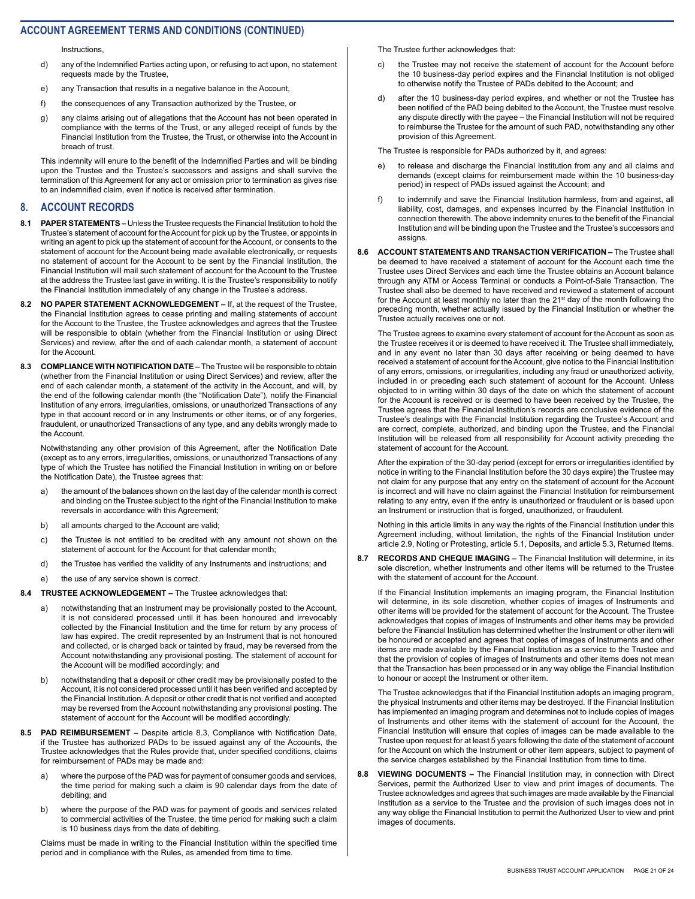Instructions,

d) any of the Indemnified Parties acting upon, or refusing to act upon, no statement requests made by the Trustee,

e) any Transaction that results in a negative balance in the Account,

f) the consequences of any Transaction authorized by the Trustee, or

g) any claims arising out of allegations that the Account has not been operated in compliance with the terms of the Trust, or any alleged receipt of funds by the Financial Institution from the Trustee, the Trust, or otherwise into the Account in breach of trust.

This indemnity will enure to the benefit of the Indemnified Parties and will be binding upon the Trustee and the Trustee's successors and assigns and shall survive the termination of this Agreement for any act or omission prior to termination as gives rise to an indemnified claim, even if notice is received after termination.

## 8. ACCOUNT RECORDS

**8.1 PAPER STATEMENTS –** Unless the Trustee requests the Financial Institution to hold the Trustee's statement of account for the Account for pick up by the Trustee, or appoints in writing an agent to pick up the statement of account for the Account, or consents to the statement of account for the Account being made available electronically, or requests no statement of account for the Account to be sent by the Financial Institution, the Financial Institution will mail such statement of account for the Account to the Trustee at the address the Trustee last gave in writing. It is the Trustee's responsibility to notify the Financial Institution immediately of any change in the Trustee's address.

**8.2 NO PAPER STATEMENT ACKNOWLEDGEMENT –** If, at the request of the Trustee, the Financial Institution agrees to cease printing and mailing statements of account for the Account to the Trustee, the Trustee acknowledges and agrees that the Trustee will be responsible to obtain (whether from the Financial Institution or using Direct Services) and review, after the end of each calendar month, a statement of account for the Account.

**8.3 COMPLIANCE WITH NOTIFICATION DATE –** The Trustee will be responsible to obtain (whether from the Financial Institution or using Direct Services) and review, after the end of each calendar month, a statement of the activity in the Account, and will, by the end of the following calendar month (the "Notification Date"), notify the Financial Institution of any errors, irregularities, omissions, or unauthorized Transactions of any type in that account record or in any Instruments or other items, or of any forgeries, fraudulent, or unauthorized Transactions of any type, and any debits wrongly made to the Account.

Notwithstanding any other provision of this Agreement, after the Notification Date (except as to any errors, irregularities, omissions, or unauthorized Transactions of any type of which the Trustee has notified the Financial Institution in writing on or before the Notification Date), the Trustee agrees that:

a) the amount of the balances shown on the last day of the calendar month is correct and binding on the Trustee subject to the right of the Financial Institution to make reversals in accordance with this Agreement;

b) all amounts charged to the Account are valid;

c) the Trustee is not entitled to be credited with any amount not shown on the statement of account for the Account for that calendar month;

d) the Trustee has verified the validity of any Instruments and instructions; and

e) the use of any service shown is correct.

**8.4 TRUSTEE ACKNOWLEDGEMENT –** The Trustee acknowledges that:

a) notwithstanding that an Instrument may be provisionally posted to the Account, it is not considered processed until it has been honoured and irrevocably collected by the Financial Institution and the time for return by any process of law has expired. The credit represented by an Instrument that is not honoured and collected, or is charged back or tainted by fraud, may be reversed from the Account notwithstanding any provisional posting. The statement of account for the Account will be modified accordingly; and

b) notwithstanding that a deposit or other credit may be provisionally posted to the Account, it is not considered processed until it has been verified and accepted by the Financial Institution. A deposit or other credit that is not verified and accepted may be reversed from the Account notwithstanding any provisional posting. The statement of account for the Account will be modified accordingly.

**8.5 PAD REIMBURSEMENT –** Despite article 8.3, Compliance with Notification Date, if the Trustee has authorized PADs to be issued against any of the Accounts, the Trustee acknowledges that the Rules provide that, under specified conditions, claims for reimbursement of PADs may be made and:

a) where the purpose of the PAD was for payment of consumer goods and services, the time period for making such a claim is 90 calendar days from the date of debiting; and

b) where the purpose of the PAD was for payment of goods and services related to commercial activities of the Trustee, the time period for making such a claim is 10 business days from the date of debiting.

Claims must be made in writing to the Financial Institution within the specified time period and in compliance with the Rules, as amended from time to time.

The Trustee further acknowledges that:

c) the Trustee may not receive the statement of account for the Account before the 10 business-day period expires and the Financial Institution is not obliged to otherwise notify the Trustee of PADs debited to the Account; and

d) after the 10 business-day period expires, and whether or not the Trustee has been notified of the PAD being debited to the Account, the Trustee must resolve any dispute directly with the payee – the Financial Institution will not be required to reimburse the Trustee for the amount of such PAD, notwithstanding any other provision of this Agreement.

The Trustee is responsible for PADs authorized by it, and agrees:

e) to release and discharge the Financial Institution from any and all claims and demands (except claims for reimbursement made within the 10 business-day period) in respect of PADs issued against the Account; and

f) to indemnify and save the Financial Institution harmless, from and against, all liability, cost, damages, and expenses incurred by the Financial Institution in connection therewith. The above indemnity enures to the benefit of the Financial Institution and will be binding upon the Trustee and the Trustee's successors and assigns.

**8.6 ACCOUNT STATEMENTS AND TRANSACTION VERIFICATION –** The Trustee shall be deemed to have received a statement of account for the Account each time the Trustee uses Direct Services and each time the Trustee obtains an Account balance through any ATM or Access Terminal or conducts a Point-of-Sale Transaction. The Trustee shall also be deemed to have received and reviewed a statement of account for the Account at least monthly no later than the 21st day of the month following the preceding month, whether actually issued by the Financial Institution or whether the Trustee actually receives one or not.

The Trustee agrees to examine every statement of account for the Account as soon as the Trustee receives it or is deemed to have received it. The Trustee shall immediately, and in any event no later than 30 days after receiving or being deemed to have received a statement of account for the Account, give notice to the Financial Institution of any errors, omissions, or irregularities, including any fraud or unauthorized activity, included in or preceding each such statement of account for the Account. Unless objected to in writing within 30 days of the date on which the statement of account for the Account is received or is deemed to have been received by the Trustee, the Trustee agrees that the Financial Institution's records are conclusive evidence of the Trustee's dealings with the Financial Institution regarding the Trustee's Account and are correct, complete, authorized, and binding upon the Trustee, and the Financial Institution will be released from all responsibility for Account activity preceding the statement of account for the Account.

After the expiration of the 30-day period (except for errors or irregularities identified by notice in writing to the Financial Institution before the 30 days expire) the Trustee may not claim for any purpose that any entry on the statement of account for the Account is incorrect and will have no claim against the Financial Institution for reimbursement relating to any entry, even if the entry is unauthorized or fraudulent or is based upon an Instrument or instruction that is forged, unauthorized, or fraudulent.

Nothing in this article limits in any way the rights of the Financial Institution under this Agreement including, without limitation, the rights of the Financial Institution under article 2.9, Noting or Protesting, article 5.1, Deposits, and article 5.3, Returned Items.

**8.7 RECORDS AND CHEQUE IMAGING –** The Financial Institution will determine, in its sole discretion, whether Instruments and other items will be returned to the Trustee with the statement of account for the Account.

If the Financial Institution implements an imaging program, the Financial Institution will determine, in its sole discretion, whether copies of images of Instruments and other items will be provided for the statement of account for the Account. The Trustee acknowledges that copies of images of Instruments and other items may be provided before the Financial Institution has determined whether the Instrument or other item will be honoured or accepted and agrees that copies of images of Instruments and other items are made available by the Financial Institution as a service to the Trustee and that the provision of copies of images of Instruments and other items does not mean that the Transaction has been processed or in any way oblige the Financial Institution to honour or accept the Instrument or other item.

The Trustee acknowledges that if the Financial Institution adopts an imaging program, the physical Instruments and other items may be destroyed. If the Financial Institution has implemented an imaging program and determines not to include copies of images of Instruments and other items with the statement of account for the Account, the Financial Institution will ensure that copies of images can be made available to the Trustee upon request for at least 5 years following the date of the statement of account for the Account on which the Instrument or other item appears, subject to payment of the service charges established by the Financial Institution from time to time.

**8.8 VIEWING DOCUMENTS –** The Financial Institution may, in connection with Direct Services, permit the Authorized User to view and print images of documents. The Trustee acknowledges and agrees that such images are made available by the Financial Institution as a service to the Trustee and the provision of such images does not in any way oblige the Financial Institution to permit the Authorized User to view and print images of documents.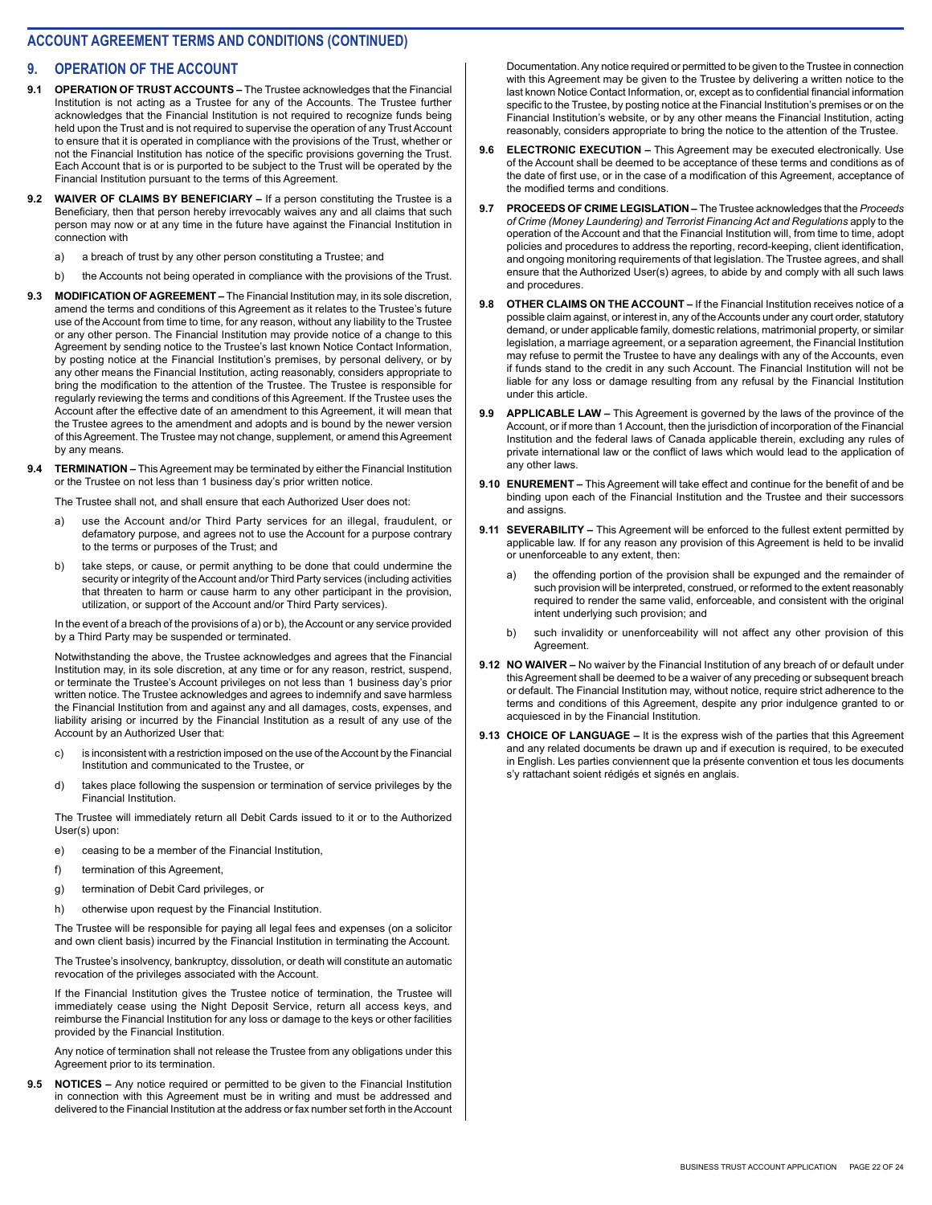## ACCOUNT AGREEMENT TERMS AND CONDITIONS (CONTINUED)

## 9. OPERATION OF THE ACCOUNT

**9.1 OPERATION OF TRUST ACCOUNTS –** The Trustee acknowledges that the Financial Institution is not acting as a Trustee for any of the Accounts. The Trustee further acknowledges that the Financial Institution is not required to recognize funds being held upon the Trust and is not required to supervise the operation of any Trust Account to ensure that it is operated in compliance with the provisions of the Trust, whether or not the Financial Institution has notice of the specific provisions governing the Trust. Each Account that is or is purported to be subject to the Trust will be operated by the Financial Institution pursuant to the terms of this Agreement.

**9.2 WAIVER OF CLAIMS BY BENEFICIARY –** If a person constituting the Trustee is a Beneficiary, then that person hereby irrevocably waives any and all claims that such person may now or at any time in the future have against the Financial Institution in connection with

a) a breach of trust by any other person constituting a Trustee; and

b) the Accounts not being operated in compliance with the provisions of the Trust.

**9.3 MODIFICATION OF AGREEMENT –** The Financial Institution may, in its sole discretion, amend the terms and conditions of this Agreement as it relates to the Trustee's future use of the Account from time to time, for any reason, without any liability to the Trustee or any other person. The Financial Institution may provide notice of a change to this Agreement by sending notice to the Trustee's last known Notice Contact Information, by posting notice at the Financial Institution's premises, by personal delivery, or by any other means the Financial Institution, acting reasonably, considers appropriate to bring the modification to the attention of the Trustee. The Trustee is responsible for regularly reviewing the terms and conditions of this Agreement. If the Trustee uses the Account after the effective date of an amendment to this Agreement, it will mean that the Trustee agrees to the amendment and adopts and is bound by the newer version of this Agreement. The Trustee may not change, supplement, or amend this Agreement by any means.

**9.4 TERMINATION –** This Agreement may be terminated by either the Financial Institution or the Trustee on not less than 1 business day's prior written notice.

The Trustee shall not, and shall ensure that each Authorized User does not:

a) use the Account and/or Third Party services for an illegal, fraudulent, or defamatory purpose, and agrees not to use the Account for a purpose contrary to the terms or purposes of the Trust; and

b) take steps, or cause, or permit anything to be done that could undermine the security or integrity of the Account and/or Third Party services (including activities that threaten to harm or cause harm to any other participant in the provision, utilization, or support of the Account and/or Third Party services).

In the event of a breach of the provisions of a) or b), the Account or any service provided by a Third Party may be suspended or terminated.

Notwithstanding the above, the Trustee acknowledges and agrees that the Financial Institution may, in its sole discretion, at any time or for any reason, restrict, suspend, or terminate the Trustee's Account privileges on not less than 1 business day's prior written notice. The Trustee acknowledges and agrees to indemnify and save harmless the Financial Institution from and against any and all damages, costs, expenses, and liability arising or incurred by the Financial Institution as a result of any use of the Account by an Authorized User that:

c) is inconsistent with a restriction imposed on the use of the Account by the Financial Institution and communicated to the Trustee, or

d) takes place following the suspension or termination of service privileges by the Financial Institution.

The Trustee will immediately return all Debit Cards issued to it or to the Authorized User(s) upon:

e) ceasing to be a member of the Financial Institution,

f) termination of this Agreement,

g) termination of Debit Card privileges, or

h) otherwise upon request by the Financial Institution.

The Trustee will be responsible for paying all legal fees and expenses (on a solicitor and own client basis) incurred by the Financial Institution in terminating the Account.

The Trustee's insolvency, bankruptcy, dissolution, or death will constitute an automatic revocation of the privileges associated with the Account.

If the Financial Institution gives the Trustee notice of termination, the Trustee will immediately cease using the Night Deposit Service, return all access keys, and reimburse the Financial Institution for any loss or damage to the keys or other facilities provided by the Financial Institution.

Any notice of termination shall not release the Trustee from any obligations under this Agreement prior to its termination.

**9.5 NOTICES –** Any notice required or permitted to be given to the Financial Institution in connection with this Agreement must be in writing and must be addressed and delivered to the Financial Institution at the address or fax number set forth in the Account Documentation. Any notice required or permitted to be given to the Trustee in connection with this Agreement may be given to the Trustee by delivering a written notice to the last known Notice Contact Information, or, except as to confidential financial information specific to the Trustee, by posting notice at the Financial Institution's premises or on the Financial Institution's website, or by any other means the Financial Institution, acting reasonably, considers appropriate to bring the notice to the attention of the Trustee.

**9.6 ELECTRONIC EXECUTION –** This Agreement may be executed electronically. Use of the Account shall be deemed to be acceptance of these terms and conditions as of the date of first use, or in the case of a modification of this Agreement, acceptance of the modified terms and conditions.

**9.7 PROCEEDS OF CRIME LEGISLATION –** The Trustee acknowledges that the *Proceeds of Crime (Money Laundering) and Terrorist Financing Act and Regulations* apply to the operation of the Account and that the Financial Institution will, from time to time, adopt policies and procedures to address the reporting, record-keeping, client identification, and ongoing monitoring requirements of that legislation. The Trustee agrees, and shall ensure that the Authorized User(s) agrees, to abide by and comply with all such laws and procedures.

**9.8 OTHER CLAIMS ON THE ACCOUNT –** If the Financial Institution receives notice of a possible claim against, or interest in, any of the Accounts under any court order, statutory demand, or under applicable family, domestic relations, matrimonial property, or similar legislation, a marriage agreement, or a separation agreement, the Financial Institution may refuse to permit the Trustee to have any dealings with any of the Accounts, even if funds stand to the credit in any such Account. The Financial Institution will not be liable for any loss or damage resulting from any refusal by the Financial Institution under this article.

**9.9 APPLICABLE LAW –** This Agreement is governed by the laws of the province of the Account, or if more than 1 Account, then the jurisdiction of incorporation of the Financial Institution and the federal laws of Canada applicable therein, excluding any rules of private international law or the conflict of laws which would lead to the application of any other laws.

**9.10 ENUREMENT –** This Agreement will take effect and continue for the benefit of and be binding upon each of the Financial Institution and the Trustee and their successors and assigns.

**9.11 SEVERABILITY –** This Agreement will be enforced to the fullest extent permitted by applicable law. If for any reason any provision of this Agreement is held to be invalid or unenforceable to any extent, then:

a) the offending portion of the provision shall be expunged and the remainder of such provision will be interpreted, construed, or reformed to the extent reasonably required to render the same valid, enforceable, and consistent with the original intent underlying such provision; and

b) such invalidity or unenforceability will not affect any other provision of this Agreement.

**9.12 NO WAIVER –** No waiver by the Financial Institution of any breach of or default under this Agreement shall be deemed to be a waiver of any preceding or subsequent breach or default. The Financial Institution may, without notice, require strict adherence to the terms and conditions of this Agreement, despite any prior indulgence granted to or acquiesced in by the Financial Institution.

**9.13 CHOICE OF LANGUAGE –** It is the express wish of the parties that this Agreement and any related documents be drawn up and if execution is required, to be executed in English. Les parties conviennent que la présente convention et tous les documents s'y rattachant soient rédigés et signés en anglais.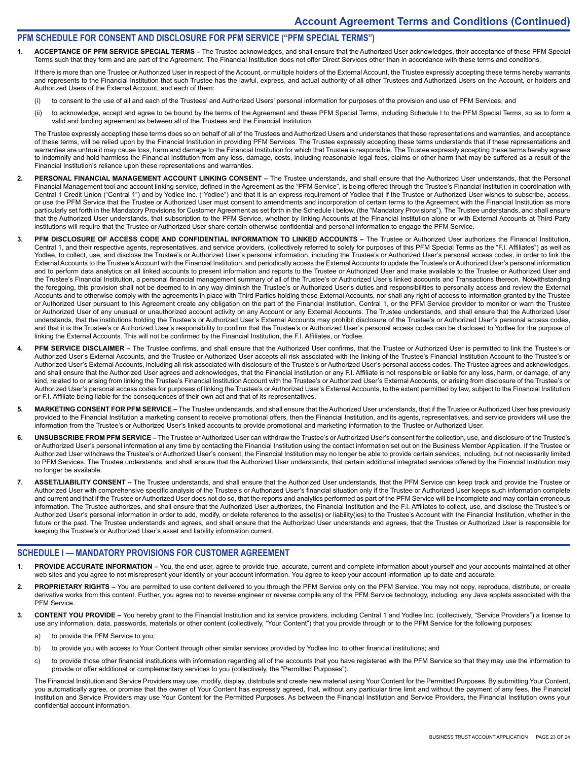## Account Agreement Terms and Conditions (Continued)

### PFM SCHEDULE FOR CONSENT AND DISCLOSURE FOR PFM SERVICE ("PFM SPECIAL TERMS")

1. **ACCEPTANCE OF PFM SERVICE SPECIAL TERMS –** The Trustee acknowledges, and shall ensure that the Authorized User acknowledges, their acceptance of these PFM Special Terms such that they form and are part of the Agreement. The Financial Institution does not offer Direct Services other than in accordance with these terms and conditions.

   If there is more than one Trustee or Authorized User in respect of the Account, or multiple holders of the External Account, the Trustee expressly accepting these terms hereby warrants and represents to the Financial Institution that such Trustee has the lawful, express, and actual authority of all other Trustees and Authorized Users on the Account, or holders and Authorized Users of the External Account, and each of them:

   (i) to consent to the use of all and each of the Trustees' and Authorized Users' personal information for purposes of the provision and use of PFM Services; and

   (ii) to acknowledge, accept and agree to be bound by the terms of the Agreement and these PFM Special Terms, including Schedule I to the PFM Special Terms, so as to form a valid and binding agreement as between all of the Trustees and the Financial Institution.

   The Trustee expressly accepting these terms does so on behalf of all of the Trustees and Authorized Users and understands that these representations and warranties, and acceptance of these terms, will be relied upon by the Financial Institution in providing PFM Services. The Trustee expressly accepting these terms understands that if these representations and warranties are untrue it may cause loss, harm and damage to the Financial Institution for which that Trustee is responsible. The Trustee expressly accepting these terms hereby agrees to indemnify and hold harmless the Financial Institution from any loss, damage, costs, including reasonable legal fees, claims or other harm that may be suffered as a result of the Financial Institution's reliance upon these representations and warranties.

2. **PERSONAL FINANCIAL MANAGEMENT ACCOUNT LINKING CONSENT –** The Trustee understands, and shall ensure that the Authorized User understands, that the Personal Financial Management tool and account linking service, defined in the Agreement as the "PFM Service", is being offered through the Trustee's Financial Institution in coordination with Central 1 Credit Union ("Central 1") and by Yodlee Inc. ("Yodlee") and that it is an express requirement of Yodlee that if the Trustee or Authorized User wishes to subscribe, access, or use the PFM Service that the Trustee or Authorized User must consent to amendments and incorporation of certain terms to the Agreement with the Financial Institution as more particularly set forth in the Mandatory Provisions for Customer Agreement as set forth in the Schedule I below, (the "Mandatory Provisions"). The Trustee understands, and shall ensure that the Authorized User understands, that subscription to the PFM Service, whether by linking Accounts at the Financial Institution alone or with External Accounts at Third Party institutions will require that the Trustee or Authorized User share certain otherwise confidential and personal information to engage the PFM Service.

3. **PFM DISCLOSURE OF ACCESS CODE AND CONFIDENTIAL INFORMATION TO LINKED ACCOUNTS –** The Trustee or Authorized User authorizes the Financial Institution, Central 1, and their respective agents, representatives, and service providers, (collectively referred to solely for purposes of this PFM Special Terms as the "F.I. Affiliates") as well as Yodlee, to collect, use, and disclose the Trustee's or Authorized User's personal information, including the Trustee's or Authorized User's personal access codes, in order to link the External Accounts to the Trustee's Account with the Financial Institution, and periodically access the External Accounts to update the Trustee's or Authorized User's personal information and to perform data analytics on all linked accounts to present information and reports to the Trustee or Authorized User and make available to the Trustee or Authorized User and the Trustee's Financial Institution, a personal financial management summary of all of the Trustee's or Authorized User's linked accounts and Transactions thereon. Notwithstanding the foregoing, this provision shall not be deemed to in any way diminish the Trustee's or Authorized User's duties and responsibilities to personally access and review the External Accounts and to otherwise comply with the agreements in place with Third Parties holding those External Accounts, nor shall any right of access to information granted by the Trustee or Authorized User pursuant to this Agreement create any obligation on the part of the Financial Institution, Central 1, or the PFM Service provider to monitor or warn the Trustee or Authorized User of any unusual or unauthorized account activity on any Account or any External Accounts. The Trustee understands, and shall ensure that the Authorized User understands, that the institutions holding the Trustee's or Authorized User's External Accounts may prohibit disclosure of the Trustee's or Authorized User's personal access codes, and that it is the Trustee's or Authorized User's responsibility to confirm that the Trustee's or Authorized User's personal access codes can be disclosed to Yodlee for the purpose of linking the External Accounts. This will not be confirmed by the Financial Institution, the F.I. Affiliates, or Yodlee.

4. **PFM SERVICE DISCLAIMER –** The Trustee confirms, and shall ensure that the Authorized User confirms, that the Trustee or Authorized User is permitted to link the Trustee's or Authorized User's External Accounts, and the Trustee or Authorized User accepts all risk associated with the linking of the Trustee's Financial Institution Account to the Trustee's or Authorized User's External Accounts, including all risk associated with disclosure of the Trustee's or Authorized User's personal access codes. The Trustee agrees and acknowledges, and shall ensure that the Authorized User agrees and acknowledges, that the Financial Institution or any F.I. Affiliate is not responsible or liable for any loss, harm, or damage, of any kind, related to or arising from linking the Trustee's Financial Institution Account with the Trustee's or Authorized User's External Accounts, or arising from disclosure of the Trustee's or Authorized User's personal access codes for purposes of linking the Trustee's or Authorized User's External Accounts, to the extent permitted by law, subject to the Financial Institution or F.I. Affiliate being liable for the consequences of their own act and that of its representatives.

5. **MARKETING CONSENT FOR PFM SERVICE –** The Trustee understands, and shall ensure that the Authorized User understands, that if the Trustee or Authorized User has previously provided to the Financial Institution a marketing consent to receive promotional offers, then the Financial Institution, and its agents, representatives, and service providers will use the information from the Trustee's or Authorized User's linked accounts to provide promotional and marketing information to the Trustee or Authorized User.

6. **UNSUBSCRIBE FROM PFM SERVICE –** The Trustee or Authorized User can withdraw the Trustee's or Authorized User's consent for the collection, use, and disclosure of the Trustee's or Authorized User's personal information at any time by contacting the Financial Institution using the contact information set out on the Business Member Application. If the Trustee or Authorized User withdraws the Trustee's or Authorized User's consent, the Financial Institution may no longer be able to provide certain services, including, but not necessarily limited to PFM Services. The Trustee understands, and shall ensure that the Authorized User understands, that certain additional integrated services offered by the Financial Institution may no longer be available.

7. **ASSET/LIABILITY CONSENT –** The Trustee understands, and shall ensure that the Authorized User understands, that the PFM Service can keep track and provide the Trustee or Authorized User with comprehensive specific analysis of the Trustee's or Authorized User's financial situation only if the Trustee or Authorized User keeps such information complete and current and that if the Trustee or Authorized User does not do so, that the reports and analytics performed as part of the PFM Service will be incomplete and may contain erroneous information. The Trustee authorizes, and shall ensure that the Authorized User authorizes, the Financial Institution and the F.I. Affiliates to collect, use, and disclose the Trustee's or Authorized User's personal information in order to add, modify, or delete reference to the asset(s) or liability(ies) to the Trustee's Account with the Financial Institution, whether in the future or the past. The Trustee understands and agrees, and shall ensure that the Authorized User understands and agrees, that the Trustee or Authorized User is responsible for keeping the Trustee's or Authorized User's asset and liability information current.

### SCHEDULE I — MANDATORY PROVISIONS FOR CUSTOMER AGREEMENT

1. **PROVIDE ACCURATE INFORMATION –** You, the end user, agree to provide true, accurate, current and complete information about yourself and your accounts maintained at other web sites and you agree to not misrepresent your identity or your account information. You agree to keep your account information up to date and accurate.

2. **PROPRIETARY RIGHTS –** You are permitted to use content delivered to you through the PFM Service only on the PFM Service. You may not copy, reproduce, distribute, or create derivative works from this content. Further, you agree not to reverse engineer or reverse compile any of the PFM Service technology, including, any Java applets associated with the PFM Service.

3. **CONTENT YOU PROVIDE –** You hereby grant to the Financial Institution and its service providers, including Central 1 and Yodlee Inc. (collectively, "Service Providers") a license to use any information, data, passwords, materials or other content (collectively, "Your Content") that you provide through or to the PFM Service for the following purposes:

   a) to provide the PFM Service to you;

   b) to provide you with access to Your Content through other similar services provided by Yodlee Inc. to other financial institutions; and

   c) to provide those other financial institutions with information regarding all of the accounts that you have registered with the PFM Service so that they may use the information to provide or offer additional or complementary services to you (collectively, the "Permitted Purposes").

   The Financial Institution and Service Providers may use, modify, display, distribute and create new material using Your Content for the Permitted Purposes. By submitting Your Content, you automatically agree, or promise that the owner of Your Content has expressly agreed, that, without any particular time limit and without the payment of any fees, the Financial Institution and Service Providers may use Your Content for the Permitted Purposes. As between the Financial Institution and Service Providers, the Financial Institution owns your confidential account information.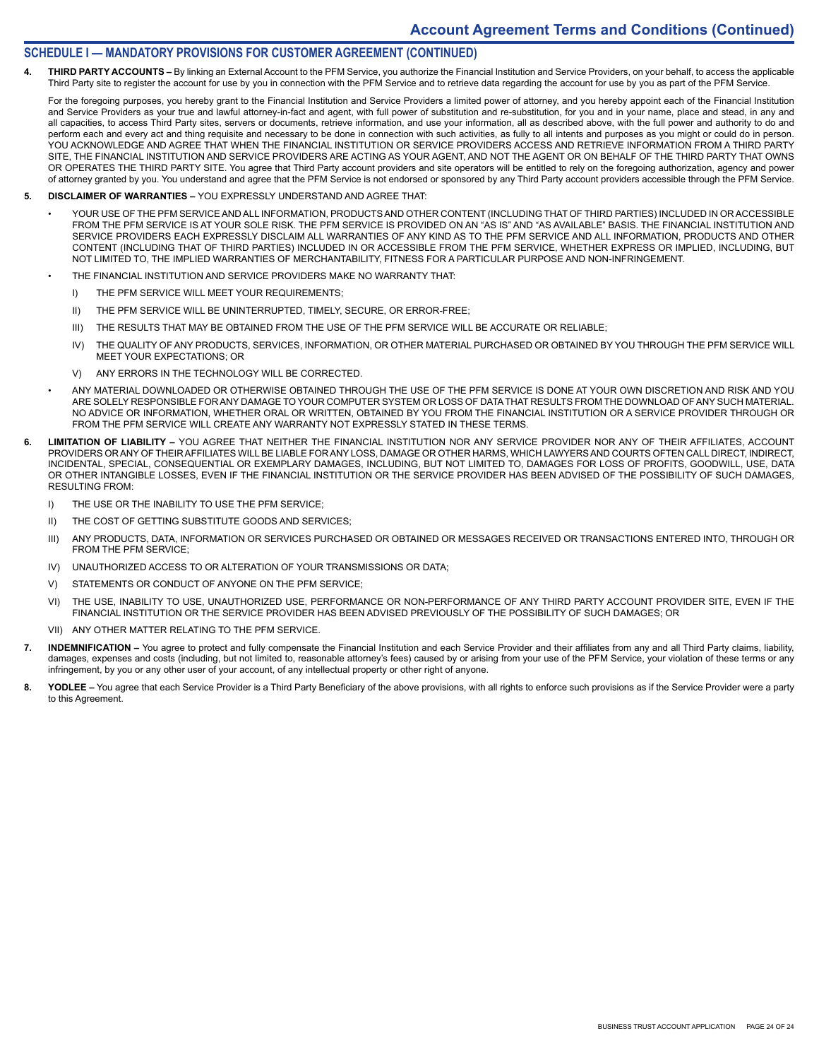## Account Agreement Terms and Conditions (Continued)

### SCHEDULE I — MANDATORY PROVISIONS FOR CUSTOMER AGREEMENT (CONTINUED)

4. **THIRD PARTY ACCOUNTS –** By linking an External Account to the PFM Service, you authorize the Financial Institution and Service Providers, on your behalf, to access the applicable Third Party site to register the account for use by you in connection with the PFM Service and to retrieve data regarding the account for use by you as part of the PFM Service.

   For the foregoing purposes, you hereby grant to the Financial Institution and Service Providers a limited power of attorney, and you hereby appoint each of the Financial Institution and Service Providers as your true and lawful attorney-in-fact and agent, with full power of substitution and re-substitution, for you and in your name, place and stead, in any and all capacities, to access Third Party sites, servers or documents, retrieve information, and use your information, all as described above, with the full power and authority to do and perform each and every act and thing requisite and necessary to be done in connection with such activities, as fully to all intents and purposes as you might or could do in person. YOU ACKNOWLEDGE AND AGREE THAT WHEN THE FINANCIAL INSTITUTION OR SERVICE PROVIDERS ACCESS AND RETRIEVE INFORMATION FROM A THIRD PARTY SITE, THE FINANCIAL INSTITUTION AND SERVICE PROVIDERS ARE ACTING AS YOUR AGENT, AND NOT THE AGENT OR ON BEHALF OF THE THIRD PARTY THAT OWNS OR OPERATES THE THIRD PARTY SITE. You agree that Third Party account providers and site operators will be entitled to rely on the foregoing authorization, agency and power of attorney granted by you. You understand and agree that the PFM Service is not endorsed or sponsored by any Third Party account providers accessible through the PFM Service.

5. **DISCLAIMER OF WARRANTIES –** YOU EXPRESSLY UNDERSTAND AND AGREE THAT:

   - YOUR USE OF THE PFM SERVICE AND ALL INFORMATION, PRODUCTS AND OTHER CONTENT (INCLUDING THAT OF THIRD PARTIES) INCLUDED IN OR ACCESSIBLE FROM THE PFM SERVICE IS AT YOUR SOLE RISK. THE PFM SERVICE IS PROVIDED ON AN "AS IS" AND "AS AVAILABLE" BASIS. THE FINANCIAL INSTITUTION AND SERVICE PROVIDERS EACH EXPRESSLY DISCLAIM ALL WARRANTIES OF ANY KIND AS TO THE PFM SERVICE AND ALL INFORMATION, PRODUCTS AND OTHER CONTENT (INCLUDING THAT OF THIRD PARTIES) INCLUDED IN OR ACCESSIBLE FROM THE PFM SERVICE, WHETHER EXPRESS OR IMPLIED, INCLUDING, BUT NOT LIMITED TO, THE IMPLIED WARRANTIES OF MERCHANTABILITY, FITNESS FOR A PARTICULAR PURPOSE AND NON-INFRINGEMENT.
   - THE FINANCIAL INSTITUTION AND SERVICE PROVIDERS MAKE NO WARRANTY THAT:
     - I) THE PFM SERVICE WILL MEET YOUR REQUIREMENTS;
     - II) THE PFM SERVICE WILL BE UNINTERRUPTED, TIMELY, SECURE, OR ERROR-FREE;
     - III) THE RESULTS THAT MAY BE OBTAINED FROM THE USE OF THE PFM SERVICE WILL BE ACCURATE OR RELIABLE;
     - IV) THE QUALITY OF ANY PRODUCTS, SERVICES, INFORMATION, OR OTHER MATERIAL PURCHASED OR OBTAINED BY YOU THROUGH THE PFM SERVICE WILL MEET YOUR EXPECTATIONS; OR
     - V) ANY ERRORS IN THE TECHNOLOGY WILL BE CORRECTED.
   - ANY MATERIAL DOWNLOADED OR OTHERWISE OBTAINED THROUGH THE USE OF THE PFM SERVICE IS DONE AT YOUR OWN DISCRETION AND RISK AND YOU ARE SOLELY RESPONSIBLE FOR ANY DAMAGE TO YOUR COMPUTER SYSTEM OR LOSS OF DATA THAT RESULTS FROM THE DOWNLOAD OF ANY SUCH MATERIAL. NO ADVICE OR INFORMATION, WHETHER ORAL OR WRITTEN, OBTAINED BY YOU FROM THE FINANCIAL INSTITUTION OR A SERVICE PROVIDER THROUGH OR FROM THE PFM SERVICE WILL CREATE ANY WARRANTY NOT EXPRESSLY STATED IN THESE TERMS.

6. **LIMITATION OF LIABILITY –** YOU AGREE THAT NEITHER THE FINANCIAL INSTITUTION NOR ANY SERVICE PROVIDER NOR ANY OF THEIR AFFILIATES, ACCOUNT PROVIDERS OR ANY OF THEIR AFFILIATES WILL BE LIABLE FOR ANY LOSS, DAMAGE OR OTHER HARMS, WHICH LAWYERS AND COURTS OFTEN CALL DIRECT, INDIRECT, INCIDENTAL, SPECIAL, CONSEQUENTIAL OR EXEMPLARY DAMAGES, INCLUDING, BUT NOT LIMITED TO, DAMAGES FOR LOSS OF PROFITS, GOODWILL, USE, DATA OR OTHER INTANGIBLE LOSSES, EVEN IF THE FINANCIAL INSTITUTION OR THE SERVICE PROVIDER HAS BEEN ADVISED OF THE POSSIBILITY OF SUCH DAMAGES, RESULTING FROM:
   - I) THE USE OR THE INABILITY TO USE THE PFM SERVICE;
   - II) THE COST OF GETTING SUBSTITUTE GOODS AND SERVICES;
   - III) ANY PRODUCTS, DATA, INFORMATION OR SERVICES PURCHASED OR OBTAINED OR MESSAGES RECEIVED OR TRANSACTIONS ENTERED INTO, THROUGH OR FROM THE PFM SERVICE;
   - IV) UNAUTHORIZED ACCESS TO OR ALTERATION OF YOUR TRANSMISSIONS OR DATA;
   - V) STATEMENTS OR CONDUCT OF ANYONE ON THE PFM SERVICE;
   - VI) THE USE, INABILITY TO USE, UNAUTHORIZED USE, PERFORMANCE OR NON-PERFORMANCE OF ANY THIRD PARTY ACCOUNT PROVIDER SITE, EVEN IF THE FINANCIAL INSTITUTION OR THE SERVICE PROVIDER HAS BEEN ADVISED PREVIOUSLY OF THE POSSIBILITY OF SUCH DAMAGES; OR
   - VII) ANY OTHER MATTER RELATING TO THE PFM SERVICE.

7. **INDEMNIFICATION –** You agree to protect and fully compensate the Financial Institution and each Service Provider and their affiliates from any and all Third Party claims, liability, damages, expenses and costs (including, but not limited to, reasonable attorney's fees) caused by or arising from your use of the PFM Service, your violation of these terms or any infringement, by you or any other user of your account, of any intellectual property or other right of anyone.

8. **YODLEE –** You agree that each Service Provider is a Third Party Beneficiary of the above provisions, with all rights to enforce such provisions as if the Service Provider were a party to this Agreement.